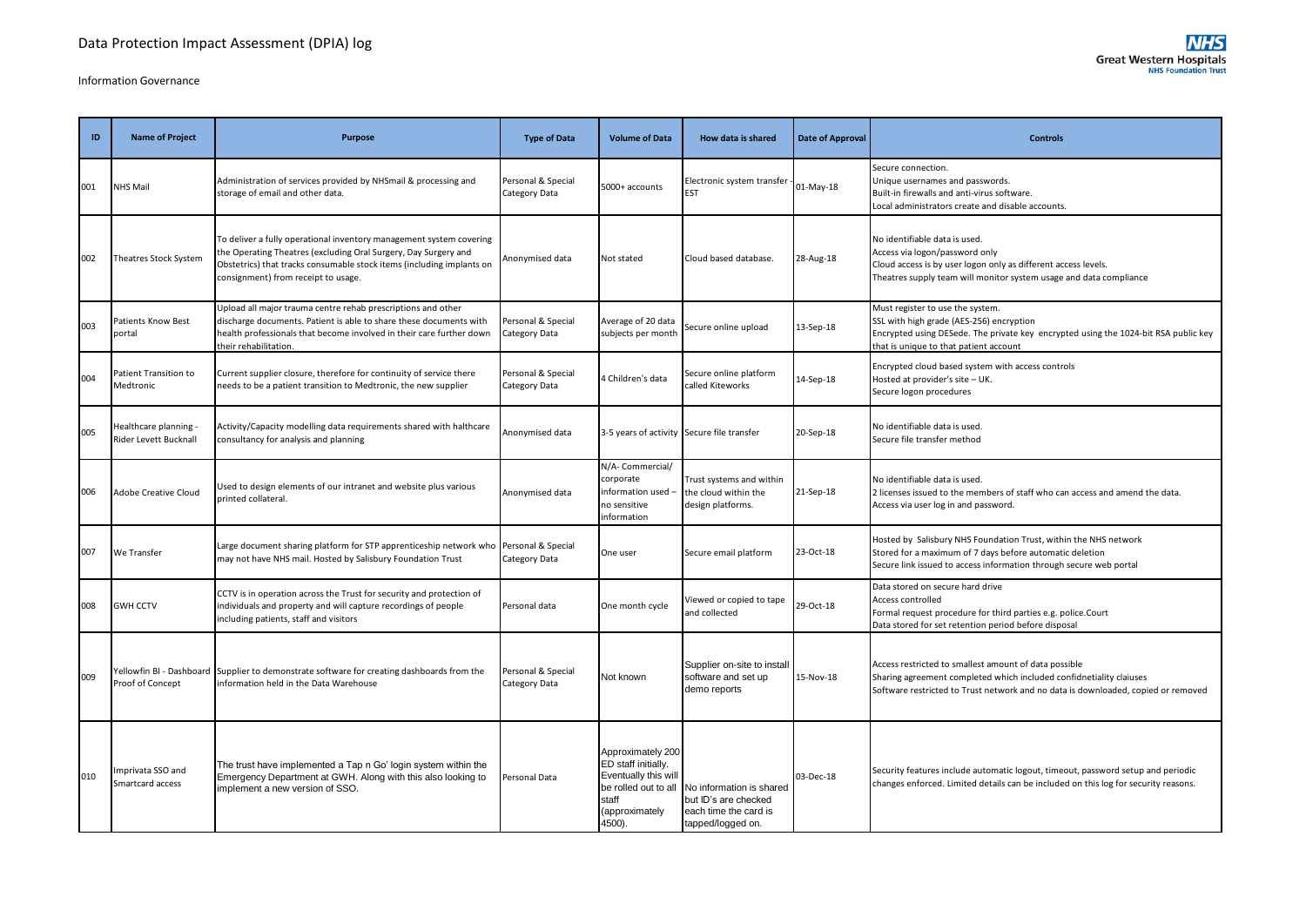# Data Protection Impact Assessment (DPIA) log

Information Governance

| ID | Name of Project | Purpose | Type of Data | Volume of Data | How data is shared | Date of Approval | Controls |
|---|---|---|---|---|---|---|---|
| 001 | NHS Mail | Administration of services provided by NHSmail & processing and storage of email and other data. | Personal & Special Category Data | 5000+ accounts | Electronic system transfer - EST | 01-May-18 | Secure connection.<br>Unique usernames and passwords.<br>Built-in firewalls and anti-virus software.<br>Local administrators create and disable accounts. |
| 002 | Theatres Stock System | To deliver a fully operational inventory management system covering the Operating Theatres (excluding Oral Surgery, Day Surgery and Obstetrics) that tracks consumable stock items (including implants on consignment) from receipt to usage. | Anonymised data | Not stated | Cloud based database. | 28-Aug-18 | No identifiable data is used.<br>Access via logon/password only<br>Cloud access is by user logon only as different access levels.<br>Theatres supply team will monitor system usage and data compliance |
| 003 | Patients Know Best portal | Upload all major trauma centre rehab prescriptions and other discharge documents. Patient is able to share these documents with health professionals that become involved in their care further down their rehabilitation. | Personal & Special Category Data | Average of 20 data subjects per month | Secure online upload | 13-Sep-18 | Must register to use the system.<br>SSL with high grade (AES-256) encryption<br>Encrypted using DESede. The private key encrypted using the 1024-bit RSA public key that is unique to that patient account |
| 004 | Patient Transition to Medtronic | Current supplier closure, therefore for continuity of service there needs to be a patient transition to Medtronic, the new supplier | Personal & Special Category Data | 4 Children's data | Secure online platform called Kiteworks | 14-Sep-18 | Encrypted cloud based system with access controls<br>Hosted at provider's site – UK.<br>Secure logon procedures |
| 005 | Healthcare planning - Rider Levett Bucknall | Activity/Capacity modelling data requirements shared with halthcare consultancy for analysis and planning | Anonymised data | 3-5 years of activity | Secure file transfer | 20-Sep-18 | No identifiable data is used.<br>Secure file transfer method |
| 006 | Adobe Creative Cloud | Used to design elements of our intranet and website plus various printed collateral. | Anonymised data | N/A- Commercial/ corporate information used – no sensitive information | Trust systems and within the cloud within the design platforms. | 21-Sep-18 | No identifiable data is used.<br>2 licenses issued to the members of staff who can access and amend the data.<br>Access via user log in and password. |
| 007 | We Transfer | Large document sharing platform for STP apprenticeship network who may not have NHS mail. Hosted by Salisbury Foundation Trust | Personal & Special Category Data | One user | Secure email platform | 23-Oct-18 | Hosted by Salisbury NHS Foundation Trust, within the NHS network<br>Stored for a maximum of 7 days before automatic deletion<br>Secure link issued to access information through secure web portal |
| 008 | GWH CCTV | CCTV is in operation across the Trust for security and protection of individuals and property and will capture recordings of people including patients, staff and visitors | Personal data | One month cycle | Viewed or copied to tape and collected | 29-Oct-18 | Data stored on secure hard drive<br>Access controlled<br>Formal request procedure for third parties e.g. police.Court<br>Data stored for set retention period before disposal |
| 009 | Yellowfin BI - Dashboard Proof of Concept | Supplier to demonstrate software for creating dashboards from the information held in the Data Warehouse | Personal & Special Category Data | Not known | Supplier on-site to install software and set up demo reports | 15-Nov-18 | Access restricted to smallest amount of data possible<br>Sharing agreement completed which included confidnetiality claiuses<br>Software restricted to Trust network and no data is downloaded, copied or removed |
| 010 | Imprivata SSO and Smartcard access | The trust have implemented a Tap n Go' login system within the Emergency Department at GWH. Along with this also looking to implement a new version of SSO. | Personal Data | Approximately 200 ED staff initially. Eventually this will be rolled out to all staff (approximately 4500). | No information is shared but ID's are checked each time the card is tapped/logged on. | 03-Dec-18 | Security features include automatic logout, timeout, password setup and periodic changes enforced. Limited details can be included on this log for security reasons. |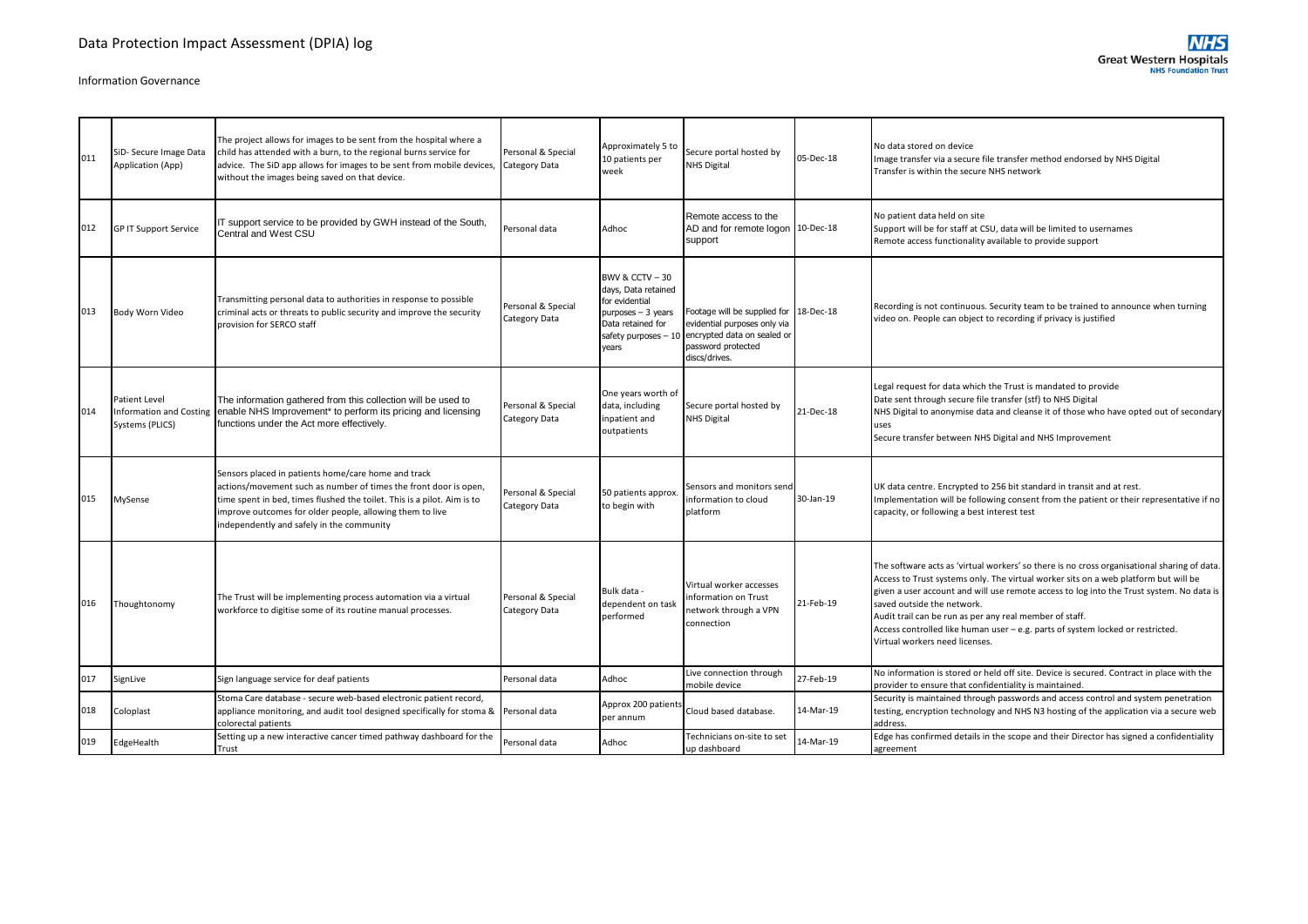# Data Protection Impact Assessment (DPIA) log

Information Governance

| | | | | | | | |
|---|---|---|---|---|---|---|---|
| 011 | SiD- Secure Image Data Application (App) | The project allows for images to be sent from the hospital where a child has attended with a burn, to the regional burns service for advice. The SiD app allows for images to be sent from mobile devices, without the images being saved on that device. | Personal & Special Category Data | Approximately 5 to 10 patients per week | Secure portal hosted by NHS Digital | 05-Dec-18 | No data stored on device<br>Image transfer via a secure file transfer method endorsed by NHS Digital<br>Transfer is within the secure NHS network |
| 012 | GP IT Support Service | IT support service to be provided by GWH instead of the South, Central and West CSU | Personal data | Adhoc | Remote access to the AD and for remote logon support | 10-Dec-18 | No patient data held on site<br>Support will be for staff at CSU, data will be limited to usernames<br>Remote access functionality available to provide support |
| 013 | Body Worn Video | Transmitting personal data to authorities in response to possible criminal acts or threats to public security and improve the security provision for SERCO staff | Personal & Special Category Data | BWV & CCTV – 30 days, Data retained for evidential purposes – 3 years Data retained for safety purposes – 10 years | Footage will be supplied for evidential purposes only via encrypted data on sealed or password protected discs/drives. | 18-Dec-18 | Recording is not continuous. Security team to be trained to announce when turning video on. People can object to recording if privacy is justified |
| 014 | Patient Level Information and Costing Systems (PLICS) | The information gathered from this collection will be used to enable NHS Improvement* to perform its pricing and licensing functions under the Act more effectively. | Personal & Special Category Data | One years worth of data, including inpatient and outpatients | Secure portal hosted by NHS Digital | 21-Dec-18 | Legal request for data which the Trust is mandated to provide<br>Date sent through secure file transfer (stf) to NHS Digital<br>NHS Digital to anonymise data and cleanse it of those who have opted out of secondary uses<br>Secure transfer between NHS Digital and NHS Improvement |
| 015 | MySense | Sensors placed in patients home/care home and track actions/movement such as number of times the front door is open, time spent in bed, times flushed the toilet. This is a pilot. Aim is to improve outcomes for older people, allowing them to live independently and safely in the community | Personal & Special Category Data | 50 patients approx. to begin with | Sensors and monitors send information to cloud platform | 30-Jan-19 | UK data centre. Encrypted to 256 bit standard in transit and at rest.<br>Implementation will be following consent from the patient or their representative if no capacity, or following a best interest test |
| 016 | Thoughtonomy | The Trust will be implementing process automation via a virtual workforce to digitise some of its routine manual processes. | Personal & Special Category Data | Bulk data - dependent on task performed | Virtual worker accesses information on Trust network through a VPN connection | 21-Feb-19 | The software acts as 'virtual workers' so there is no cross organisational sharing of data. Access to Trust systems only. The virtual worker sits on a web platform but will be given a user account and will use remote access to log into the Trust system. No data is saved outside the network.<br>Audit trail can be run as per any real member of staff.<br>Access controlled like human user – e.g. parts of system locked or restricted.<br>Virtual workers need licenses. |
| 017 | SignLive | Sign language service for deaf patients | Personal data | Adhoc | Live connection through mobile device | 27-Feb-19 | No information is stored or held off site. Device is secured. Contract in place with the provider to ensure that confidentiality is maintained. |
| 018 | Coloplast | Stoma Care database - secure web-based electronic patient record, appliance monitoring, and audit tool designed specifically for stoma & colorectal patients | Personal data | Approx 200 patients per annum | Cloud based database. | 14-Mar-19 | Security is maintained through passwords and access control and system penetration testing, encryption technology and NHS N3 hosting of the application via a secure web address. |
| 019 | EdgeHealth | Setting up a new interactive cancer timed pathway dashboard for the Trust | Personal data | Adhoc | Technicians on-site to set up dashboard | 14-Mar-19 | Edge has confirmed details in the scope and their Director has signed a confidentiality agreement |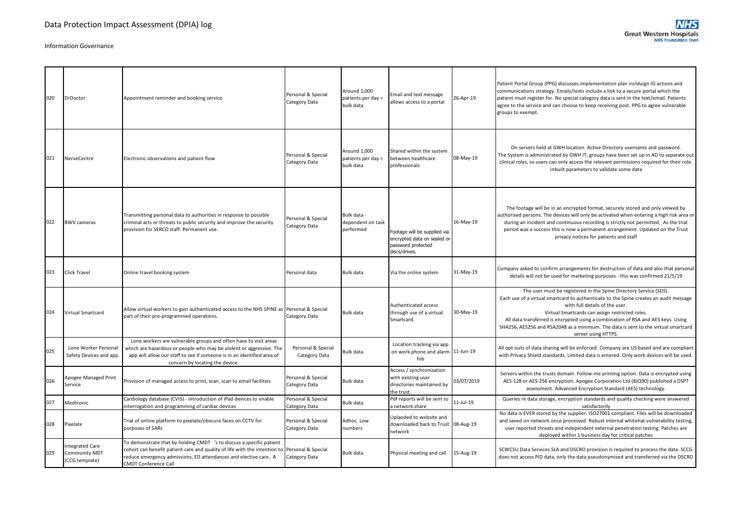# Data Protection Impact Assessment (DPIA) log

Information Governance

| | | | | | | | |
|---|---|---|---|---|---|---|---|
| 020 | DrDoctor | Appointment reminder and booking service | Personal & Special Category Data | Around 1,000 patients per day = bulk data | Email and text message allows access to a portal | 26-Apr-19 | Patient Portal Group (PPG) discusses implementation plan incldugin IG actions and communications strategy. Emails/texts include a link to a secure portal which the patient must register for. No special category data is sent in the text/email. Patients agree to the service and can choose to keep receiving post. PPG to agree vulnerable groups to exempt. |
| 021 | NerveCentre | Electronic observations and patient flow | Personal & Special Category Data | Around 1,000 patients per day = bulk data | Shared within the system between healthcare professionals | 08-May-19 | On servers held at GWH location. Active Directory username and password. The System is administrated by GWH IT, groups have been set up in AD to separate out clinical roles, so users can only access the relevant permissions required for their role. inbuilt parameters to validate some data |
| 022 | BWV cameras | Transmitting personal data to authorities in response to possible criminal acts or threats to public security and improve the security provision for SERCO staff. Permanent use. | Personal & Special Category Data | Bulk data - dependent on task performed | Footage will be supplied via encrypted data on sealed or password protected discs/drives. | 16-May-19 | The footage will be in an encrypted format, securely stored and only viewed by authorised persons. The devices will only be activated when entering a high risk area or during an incident and continuous recording is strictly not permitted. As the trial period was a success this is now a permanent arrangement. Updated on the Trust privacy notices for patients and staff |
| 023 | Click Travel | Online travel booking system | Personal data | Bulk data | Via the online system | 31-May-19 | Company asked to confirm arrangements for destruction of data and also that personal details will not be used for marketing purposes - this was confirmed 21/5/19 |
| 024 | Virtual Smartcard | Allow virtual workers to gain authenticated access to the NHS SPINE as part of their pre-programmed operations. | Personal & Special Category Data | Bulk data | Authenticated access through use of a virtual Smartcard. | 30-May-19 | The user must be registered in the Spine Directory Service (SDS). Each use of a virtual smartcard to authenticate to the Spine creates an audit message with full details of the user. Virtual Smartcards can assign restricted roles. All data transferred is encrypted using a combination of RSA and AES keys. Using SHA256, AES256 and RSA2048 as a minimum. The data is sent to the virtual smartcard server using HTTPS. |
| 025 | Lone Worker Personal Safety Devices and app. | Lone workers are vulnerable groups and often have to visit areas which are hazardous or people who may be violent or aggressive. The app will allow our staff to see if someone is in an identified area of concern by locating the device. | Personal & Special Category Data | Bulk data | Location tracking via app on work phone and alarm fob | 11-Jun-19 | All opt outs of data sharing will be enforced. Company are US based and are compliant with Privacy Shield standards. Limited data is entered. Only work devices will be used. |
| 026 | Apogee Managed Print Service | Provision of managed access to print, scan, scan to email facilities | Personal & Special Category Data | Bulk data | Access / synchronisation with existing user directories maintained by the trust. | 03/07/2019 | Servers within the trusts domain. Follow-me printing option. Data is encrypted using AES-128 or AES-256 encryption. Apogee Corporation Ltd (8JQ90) published a DSPT assessment. Advanced Encryption Standard (AES) technology. |
| 027 | Medtronic | Cardiology database (CVIS) - introduction of iPad devices to enable interrogation and programming of cardiac devices | Personal & Special Category Data | Bulk data | Pdf reports will be sent to a network share | 11-Jul-19 | Queries re data storage, encryption standards and quality checking were answered satisfactorily |
| 028 | Pixelate | Trial of online platform to pixelate/obscure faces on CCTV for purposes of SARs | Personal & Special Category Data | Adhoc. Low numbers | Uplaoded to website and downloaded back to Trust network | 08-Aug-19 | No data is EVER stored by the supplier. ISO27001 compliant. Files will be downloaded and saved on network once processed. Robust internal whitehat vulnerability testing, user reported threats and independent external penetration testing. Patches are deployed within 1 business day for critical patches |
| 029 | Integrated Care Community MDT (CCG template) | To demonstrate that by holding CMDT 's to discuss a specific patient cohort can benefit patient care and quality of life with the intention to reduce emergency admissions, ED attendances and elective care. A CMDT Conference Call | Personal & Special Category Data | Bulk data | Physical meeting and call | 15-Aug-19 | SCWCSU Data Services SLA and DSCRO provision is required to process the data. SCCG does not access PID data, only the data pseudonymised and transferred via the DSCRO |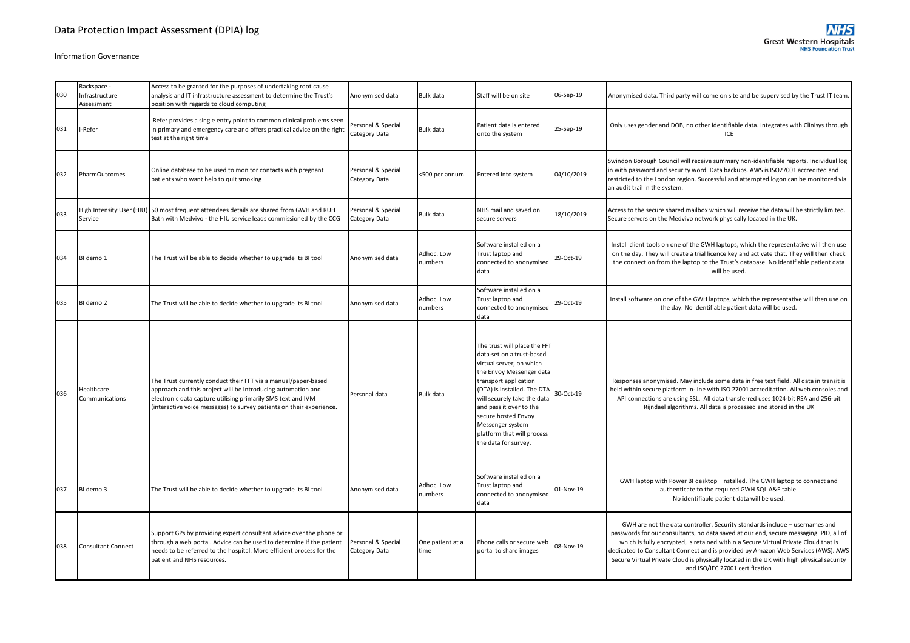# Data Protection Impact Assessment (DPIA) log

Information Governance

| | | | | | | | |
|---|---|---|---|---|---|---|---|
| 030 | Rackspace - Infrastructure Assessment | Access to be granted for the purposes of undertaking root cause analysis and IT infrastructure assessment to determine the Trust's position with regards to cloud computing | Anonymised data | Bulk data | Staff will be on site | 06-Sep-19 | Anonymised data. Third party will come on site and be supervised by the Trust IT team. |
| 031 | I-Refer | iRefer provides a single entry point to common clinical problems seen in primary and emergency care and offers practical advice on the right test at the right time | Personal & Special Category Data | Bulk data | Patient data is entered onto the system | 25-Sep-19 | Only uses gender and DOB, no other identifiable data. Integrates with Clinisys through ICE |
| 032 | PharmOutcomes | Online database to be used to monitor contacts with pregnant patients who want help to quit smoking | Personal & Special Category Data | <500 per annum | Entered into system | 04/10/2019 | Swindon Borough Council will receive summary non-identifiable reports. Individual log in with password and security word. Data backups. AWS is ISO27001 accredited and restricted to the London region. Successful and attempted logon can be monitored via an audit trail in the system. |
| 033 | High Intensity User (HIU) Service | 50 most frequent attendees details are shared from GWH and RUH Bath with Medvivo - the HIU service leads commissioned by the CCG | Personal & Special Category Data | Bulk data | NHS mail and saved on secure servers | 18/10/2019 | Access to the secure shared mailbox which will receive the data will be strictly limited. Secure servers on the Medvivo network physically located in the UK. |
| 034 | BI demo 1 | The Trust will be able to decide whether to upgrade its BI tool | Anonymised data | Adhoc. Low numbers | Software installed on a Trust laptop and connected to anonymised data | 29-Oct-19 | Install client tools on one of the GWH laptops, which the representative will then use on the day. They will create a trial licence key and activate that. They will then check the connection from the laptop to the Trust's database. No identifiable patient data will be used. |
| 035 | BI demo 2 | The Trust will be able to decide whether to upgrade its BI tool | Anonymised data | Adhoc. Low numbers | Software installed on a Trust laptop and connected to anonymised data | 29-Oct-19 | Install software on one of the GWH laptops, which the representative will then use on the day. No identifiable patient data will be used. |
| 036 | Healthcare Communications | The Trust currently conduct their FFT via a manual/paper-based approach and this project will be introducing automation and electronic data capture utilising primarily SMS text and IVM (interactive voice messages) to survey patients on their experience. | Personal data | Bulk data | The trust will place the FFT data-set on a trust-based virtual server, on which the Envoy Messenger data transport application (DTA) is installed. The DTA will securely take the data and pass it over to the secure hosted Envoy Messenger system platform that will process the data for survey. | 30-Oct-19 | Responses anonymised. May include some data in free text field. All data in transit is held within secure platform in-line with ISO 27001 accreditation. All web consoles and API connections are using SSL. All data transferred uses 1024-bit RSA and 256-bit Rijndael algorithms. All data is processed and stored in the UK |
| 037 | BI demo 3 | The Trust will be able to decide whether to upgrade its BI tool | Anonymised data | Adhoc. Low numbers | Software installed on a Trust laptop and connected to anonymised data | 01-Nov-19 | GWH laptop with Power BI desktop installed. The GWH laptop to connect and authenticate to the required GWH SQL A&E table. No identifiable patient data will be used. |
| 038 | Consultant Connect | Support GPs by providing expert consultant advice over the phone or through a web portal. Advice can be used to determine if the patient needs to be referred to the hospital. More efficient process for the patient and NHS resources. | Personal & Special Category Data | One patient at a time | Phone calls or secure web portal to share images | 08-Nov-19 | GWH are not the data controller. Security standards include – usernames and passwords for our consultants, no data saved at our end, secure messaging. PID, all of which is fully encrypted, is retained within a Secure Virtual Private Cloud that is dedicated to Consultant Connect and is provided by Amazon Web Services (AWS). AWS Secure Virtual Private Cloud is physically located in the UK with high physical security and ISO/IEC 27001 certification |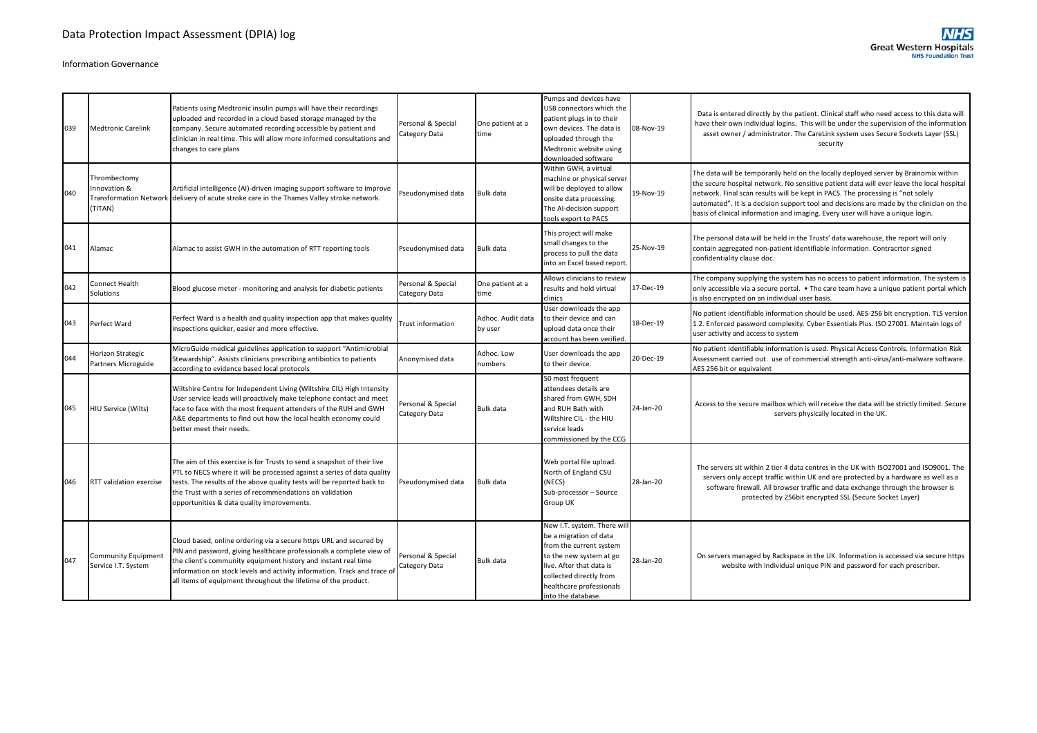# Data Protection Impact Assessment (DPIA) log

Information Governance

| | | | | | | | |
|---|---|---|---|---|---|---|---|
| 039 | Medtronic Carelink | Patients using Medtronic insulin pumps will have their recordings uploaded and recorded in a cloud based storage managed by the company. Secure automated recording accessible by patient and clinician in real time. This will allow more informed consultations and changes to care plans | Personal & Special Category Data | One patient at a time | Pumps and devices have USB connectors which the patient plugs in to their own devices. The data is uploaded through the Medtronic website using downloaded software | 08-Nov-19 | Data is entered directly by the patient. Clinical staff who need access to this data will have their own individual logins. This will be under the supervision of the information asset owner / administrator. The CareLink system uses Secure Sockets Layer (SSL) security |
| 040 | Thrombectomy Innovation & Transformation Network (TITAN) | Artificial intelligence (AI)-driven imaging support software to improve delivery of acute stroke care in the Thames Valley stroke network. | Pseudonymised data | Bulk data | Within GWH, a virtual machine or physical server will be deployed to allow onsite data processing. The AI-decision support tools export to PACS | 19-Nov-19 | The data will be temporarily held on the locally deployed server by Brainomix within the secure hospital network. No sensitive patient data will ever leave the local hospital network. Final scan results will be kept in PACS. The processing is "not solely automated". It is a decision support tool and decisions are made by the clinician on the basis of clinical information and imaging. Every user will have a unique login. |
| 041 | Alamac | Alamac to assist GWH in the automation of RTT reporting tools | Pseudonymised data | Bulk data | This project will make small changes to the process to pull the data into an Excel based report. | 25-Nov-19 | The personal data will be held in the Trusts' data warehouse, the report will only contain aggregated non-patient identifiable information. Contracrtor signed confidentiality clause doc. |
| 042 | Connect Health Solutions | Blood glucose meter - monitoring and analysis for diabetic patients | Personal & Special Category Data | One patient at a time | Allows clinicians to review results and hold virtual clinics | 17-Dec-19 | The company supplying the system has no access to patient information. The system is only accessible via a secure portal. • The care team have a unique patient portal which is also encrypted on an individual user basis. |
| 043 | Perfect Ward | Perfect Ward is a health and quality inspection app that makes quality inspections quicker, easier and more effective. | Trust information | Adhoc. Audit data by user | User downloads the app to their device and can upload data once their account has been verified. | 18-Dec-19 | No patient identifiable information should be used. AES-256 bit encryption. TLS version 1.2. Enforced password complexity. Cyber Essentials Plus. ISO 27001. Maintain logs of user activity and access to system |
| 044 | Horizon Strategic Partners Microguide | MicroGuide medical guidelines application to support "Antimicrobial Stewardship". Assists clinicians prescribing antibiotics to patients according to evidence based local protocols | Anonymised data | Adhoc. Low numbers | User downloads the app to their device. | 20-Dec-19 | No patient identifiable information is used. Physical Access Controls. Information Risk Assessment carried out. use of commercial strength anti-virus/anti-malware software. AES 256 bit or equivalent |
| 045 | HIU Service (Wilts) | Wiltshire Centre for Independent Living (Wiltshire CIL) High Intensity User service leads will proactively make telephone contact and meet face to face with the most frequent attenders of the RUH and GWH A&E departments to find out how the local health economy could better meet their needs. | Personal & Special Category Data | Bulk data | 50 most frequent attendees details are shared from GWH, SDH and RUH Bath with Wiltshire CIL - the HIU service leads commissioned by the CCG | 24-Jan-20 | Access to the secure mailbox which will receive the data will be strictly limited. Secure servers physically located in the UK. |
| 046 | RTT validation exercise | The aim of this exercise is for Trusts to send a snapshot of their live PTL to NECS where it will be processed against a series of data quality tests. The results of the above quality tests will be reported back to the Trust with a series of recommendations on validation opportunities & data quality improvements. | Pseudonymised data | Bulk data | Web portal file upload. North of England CSU (NECS) Sub-processor – Source Group UK | 28-Jan-20 | The servers sit within 2 tier 4 data centres in the UK with ISO27001 and ISO9001. The servers only accept traffic within UK and are protected by a hardware as well as a software firewall. All browser traffic and data exchange through the browser is protected by 256bit encrypted SSL (Secure Socket Layer) |
| 047 | Community Equipment Service I.T. System | Cloud based, online ordering via a secure https URL and secured by PIN and password, giving healthcare professionals a complete view of the client's community equipment history and instant real time information on stock levels and activity information. Track and trace of all items of equipment throughout the lifetime of the product. | Personal & Special Category Data | Bulk data | New I.T. system. There will be a migration of data from the current system to the new system at go live. After that data is collected directly from healthcare professionals into the database. | 28-Jan-20 | On servers managed by Rackspace in the UK. Information is accessed via secure https website with individual unique PIN and password for each prescriber. |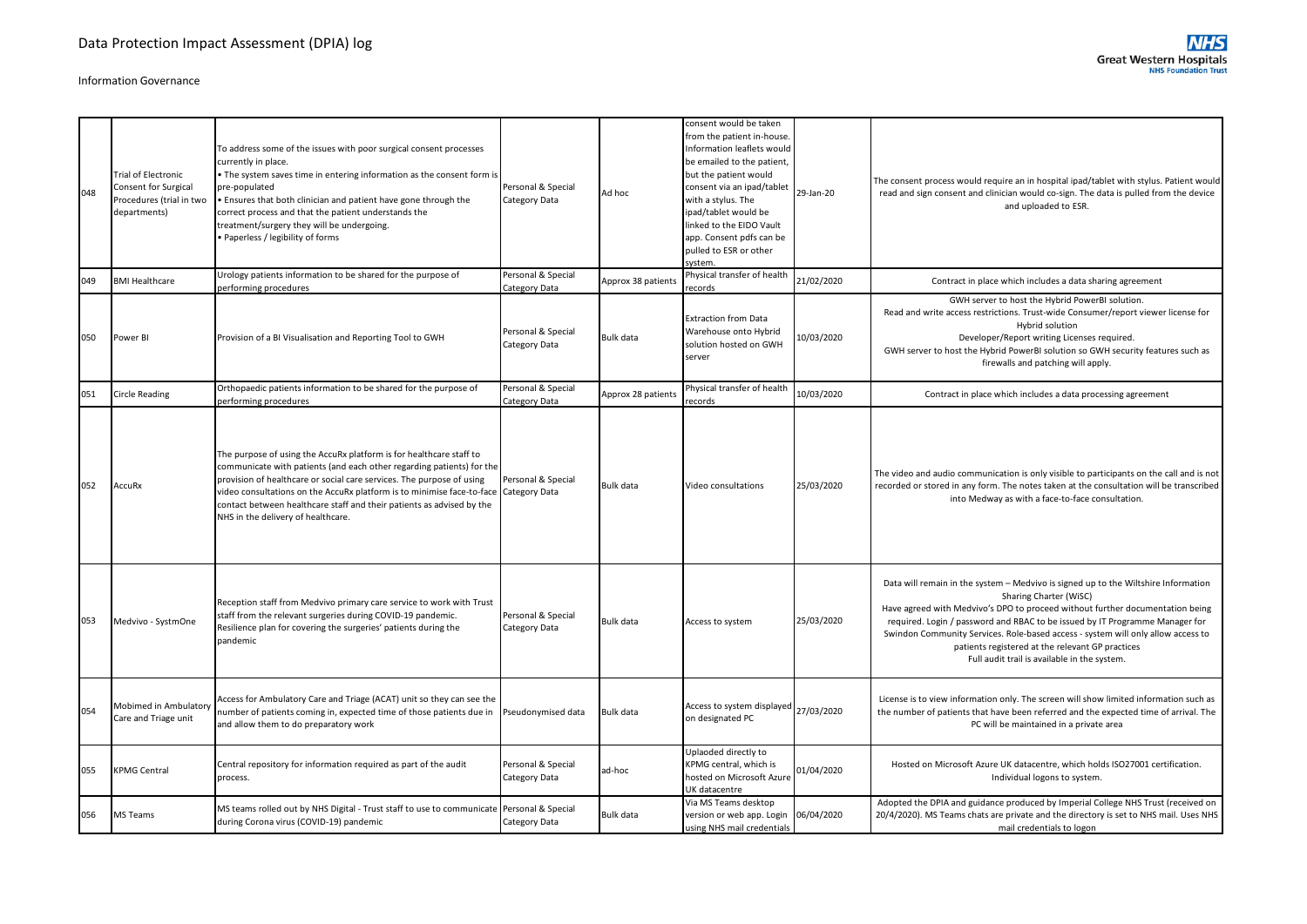# Data Protection Impact Assessment (DPIA) log

Information Governance

| | | | | | | | |
|---|---|---|---|---|---|---|---|
| 048 | Trial of Electronic Consent for Surgical Procedures (trial in two departments) | To address some of the issues with poor surgical consent processes currently in place.<br>• The system saves time in entering information as the consent form is pre-populated<br>• Ensures that both clinician and patient have gone through the correct process and that the patient understands the treatment/surgery they will be undergoing.<br>• Paperless / legibility of forms | Personal & Special Category Data | Ad hoc | consent would be taken from the patient in-house. Information leaflets would be emailed to the patient, but the patient would consent via an ipad/tablet with a stylus. The ipad/tablet would be linked to the EIDO Vault app. Consent pdfs can be pulled to ESR or other system. | 29-Jan-20 | The consent process would require an in hospital ipad/tablet with stylus. Patient would read and sign consent and clinician would co-sign. The data is pulled from the device and uploaded to ESR. |
| 049 | BMI Healthcare | Urology patients information to be shared for the purpose of performing procedures | Personal & Special Category Data | Approx 38 patients | Physical transfer of health records | 21/02/2020 | Contract in place which includes a data sharing agreement |
| 050 | Power BI | Provision of a BI Visualisation and Reporting Tool to GWH | Personal & Special Category Data | Bulk data | Extraction from Data Warehouse onto Hybrid solution hosted on GWH server | 10/03/2020 | GWH server to host the Hybrid PowerBI solution.<br>Read and write access restrictions. Trust-wide Consumer/report viewer license for Hybrid solution<br>Developer/Report writing Licenses required.<br>GWH server to host the Hybrid PowerBI solution so GWH security features such as firewalls and patching will apply. |
| 051 | Circle Reading | Orthopaedic patients information to be shared for the purpose of performing procedures | Personal & Special Category Data | Approx 28 patients | Physical transfer of health records | 10/03/2020 | Contract in place which includes a data processing agreement |
| 052 | AccuRx | The purpose of using the AccuRx platform is for healthcare staff to communicate with patients (and each other regarding patients) for the provision of healthcare or social care services. The purpose of using video consultations on the AccuRx platform is to minimise face-to-face contact between healthcare staff and their patients as advised by the NHS in the delivery of healthcare. | Personal & Special Category Data | Bulk data | Video consultations | 25/03/2020 | The video and audio communication is only visible to participants on the call and is not recorded or stored in any form. The notes taken at the consultation will be transcribed into Medway as with a face-to-face consultation. |
| 053 | Medvivo - SystmOne | Reception staff from Medvivo primary care service to work with Trust staff from the relevant surgeries during COVID-19 pandemic. Resilience plan for covering the surgeries' patients during the pandemic | Personal & Special Category Data | Bulk data | Access to system | 25/03/2020 | Data will remain in the system – Medvivo is signed up to the Wiltshire Information Sharing Charter (WiSC)<br>Have agreed with Medvivo's DPO to proceed without further documentation being required. Login / password and RBAC to be issued by IT Programme Manager for Swindon Community Services. Role-based access - system will only allow access to patients registered at the relevant GP practices<br>Full audit trail is available in the system. |
| 054 | Mobimed in Ambulatory Care and Triage unit | Access for Ambulatory Care and Triage (ACAT) unit so they can see the number of patients coming in, expected time of those patients due in and allow them to do preparatory work | Pseudonymised data | Bulk data | Access to system displayed on designated PC | 27/03/2020 | License is to view information only. The screen will show limited information such as the number of patients that have been referred and the expected time of arrival. The PC will be maintained in a private area |
| 055 | KPMG Central | Central repository for information required as part of the audit process. | Personal & Special Category Data | ad-hoc | Uplaoded directly to KPMG central, which is hosted on Microsoft Azure UK datacentre | 01/04/2020 | Hosted on Microsoft Azure UK datacentre, which holds ISO27001 certification.<br>Individual logons to system. |
| 056 | MS Teams | MS teams rolled out by NHS Digital - Trust staff to use to communicate during Corona virus (COVID-19) pandemic | Personal & Special Category Data | Bulk data | Via MS Teams desktop version or web app. Login using NHS mail credentials | 06/04/2020 | Adopted the DPIA and guidance produced by Imperial College NHS Trust (received on 20/4/2020). MS Teams chats are private and the directory is set to NHS mail. Uses NHS mail credentials to logon |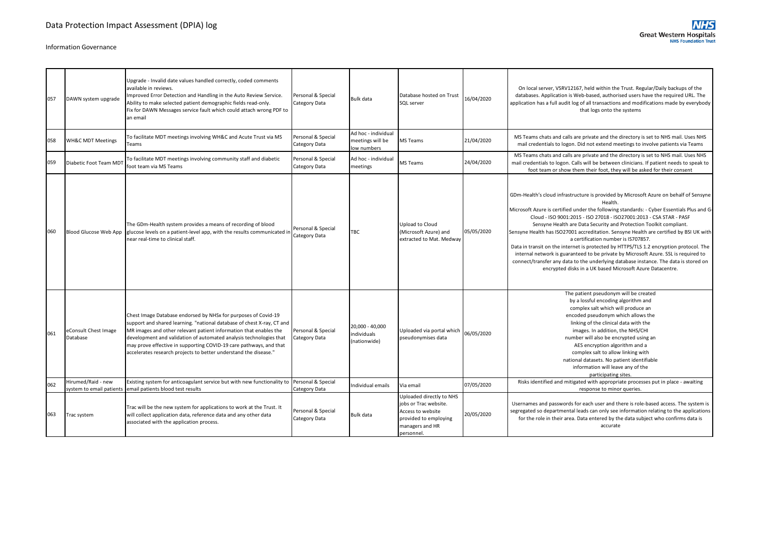# Data Protection Impact Assessment (DPIA) log

Information Governance

| | | | | | | | |
|---|---|---|---|---|---|---|---|
| 057 | DAWN system upgrade | Upgrade - Invalid date values handled correctly, coded comments available in reviews. Improved Error Detection and Handling in the Auto Review Service. Ability to make selected patient demographic fields read-only. Fix for DAWN Messages service fault which could attach wrong PDF to an email | Personal & Special Category Data | Bulk data | Database hosted on Trust SQL server | 16/04/2020 | On local server, VSRV12167, held within the Trust. Regular/Daily backups of the databases. Application is Web-based, authorised users have the required URL. The application has a full audit log of all transactions and modifications made by everybody that logs onto the systems |
| 058 | WH&C MDT Meetings | To facilitate MDT meetings involving WH&C and Acute Trust via MS Teams | Personal & Special Category Data | Ad hoc - individual meetings will be low numbers | MS Teams | 21/04/2020 | MS Teams chats and calls are private and the directory is set to NHS mail. Uses NHS mail credentials to logon. Did not extend meetings to involve patients via Teams |
| 059 | Diabetic Foot Team MDT | To facilitate MDT meetings involving community staff and diabetic foot team via MS Teams | Personal & Special Category Data | Ad hoc - individual meetings | MS Teams | 24/04/2020 | MS Teams chats and calls are private and the directory is set to NHS mail. Uses NHS mail credentials to logon. Calls will be between clinicians. If patient needs to speak to foot team or show them their foot, they will be asked for their consent |
| 060 | Blood Glucose Web App | The GDm-Health system provides a means of recording of blood glucose levels on a patient-level app, with the results communicated in near real-time to clinical staff. | Personal & Special Category Data | TBC | Upload to Cloud (Microsoft Azure) and extracted to Mat. Medway | 05/05/2020 | GDm-Health's cloud infrastructure is provided by Microsoft Azure on behalf of Sensyne Health. Microsoft Azure is certified under the following standards: - Cyber Essentials Plus and G-Cloud - ISO 9001:2015 - ISO 27018 - ISO27001:2013 - CSA STAR - PASF Sensyne Health are Data Security and Protection Toolkit compliant. Sensyne Health has ISO27001 accreditation. Sensyne Health are certified by BSI UK with a certification number is IS707857. Data in transit on the internet is protected by HTTPS/TLS 1.2 encryption protocol. The internal network is guaranteed to be private by Microsoft Azure. SSL is required to connect/transfer any data to the underlying database instance. The data is stored on encrypted disks in a UK based Microsoft Azure Datacentre. |
| 061 | eConsult Chest Image Database | Chest Image Database endorsed by NHSx for purposes of Covid-19 support and shared learning. "national database of chest X-ray, CT and MR images and other relevant patient information that enables the development and validation of automated analysis technologies that may prove effective in supporting COVID-19 care pathways, and that accelerates research projects to better understand the disease." | Personal & Special Category Data | 20,000 - 40,000 individuals (nationwide) | Uploaded via portal which pseudonymises data | 06/05/2020 | The patient pseudonym will be created by a lossful encoding algorithm and complex salt which will produce an encoded pseudonym which allows the linking of the clinical data with the images. In addition, the NHS/CHI number will also be encrypted using an AES encryption algorithm and a complex salt to allow linking with national datasets. No patient identifiable information will leave any of the participating sites. |
| 062 | Hirumed/Raid - new system to email patients | Existing system for anticoagulant service but with new functionality to email patients blood test results | Personal & Special Category Data | Individual emails | Via email | 07/05/2020 | Risks identified and mitigated with appropriate processes put in place - awaiting response to minor queries. |
| 063 | Trac system | Trac will be the new system for applications to work at the Trust. It will collect application data, reference data and any other data associated with the application process. | Personal & Special Category Data | Bulk data | Uploaded directly to NHS jobs or Trac website. Access to website provided to employing managers and HR personnel. | 20/05/2020 | Usernames and passwords for each user and there is role-based access. The system is segregated so departmental leads can only see information relating to the applications for the role in their area. Data entered by the data subject who confirms data is accurate |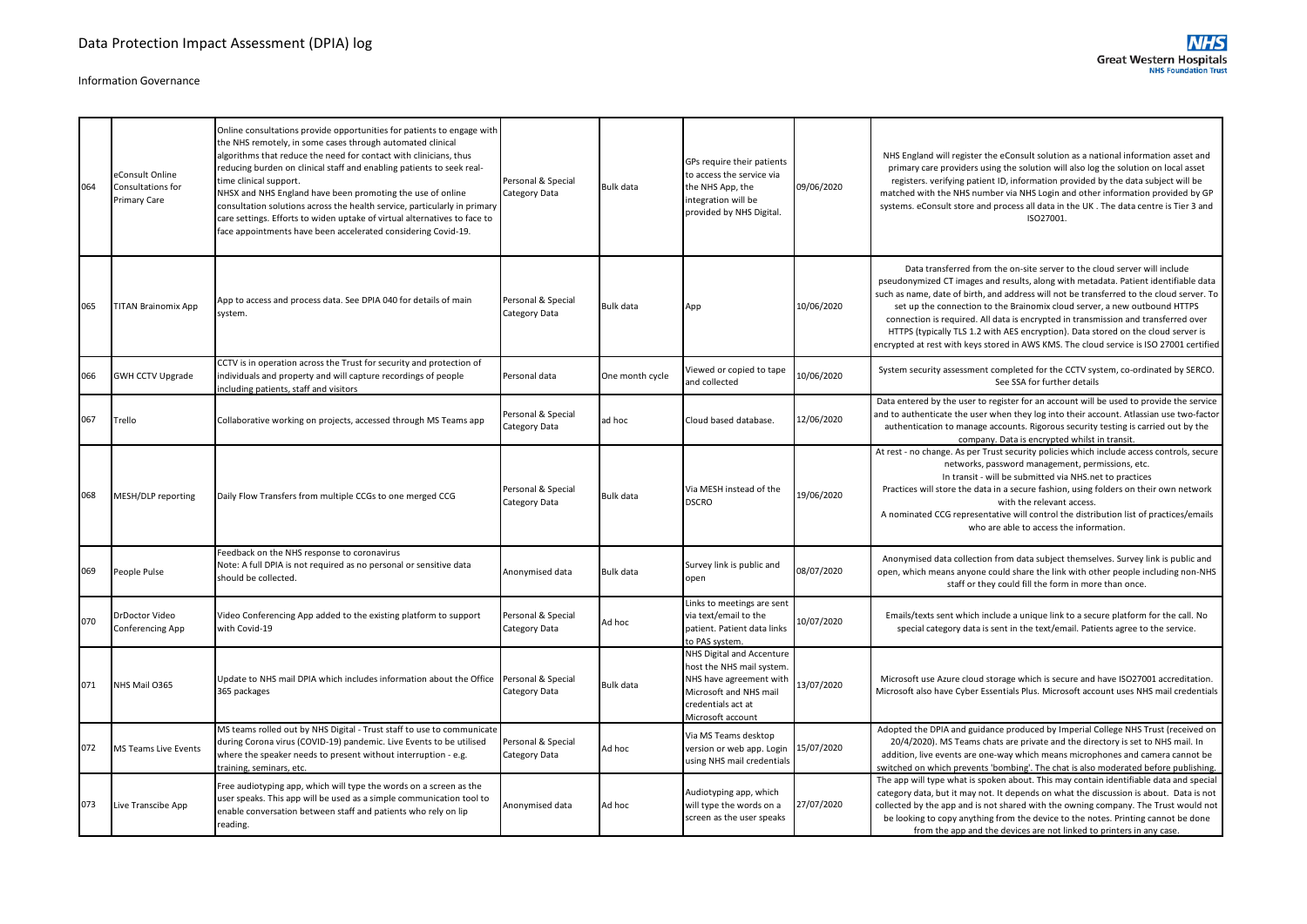# Data Protection Impact Assessment (DPIA) log

Information Governance

| | | | | | | | |
|---|---|---|---|---|---|---|---|
| 064 | eConsult Online Consultations for Primary Care | Online consultations provide opportunities for patients to engage with the NHS remotely, in some cases through automated clinical algorithms that reduce the need for contact with clinicians, thus reducing burden on clinical staff and enabling patients to seek real-time clinical support. NHSX and NHS England have been promoting the use of online consultation solutions across the health service, particularly in primary care settings. Efforts to widen uptake of virtual alternatives to face to face appointments have been accelerated considering Covid-19. | Personal & Special Category Data | Bulk data | GPs require their patients to access the service via the NHS App, the integration will be provided by NHS Digital. | 09/06/2020 | NHS England will register the eConsult solution as a national information asset and primary care providers using the solution will also log the solution on local asset registers. verifying patient ID, information provided by the data subject will be matched with the NHS number via NHS Login and other information provided by GP systems. eConsult store and process all data in the UK . The data centre is Tier 3 and ISO27001. |
| 065 | TITAN Brainomix App | App to access and process data. See DPIA 040 for details of main system. | Personal & Special Category Data | Bulk data | App | 10/06/2020 | Data transferred from the on-site server to the cloud server will include pseudonymized CT images and results, along with metadata. Patient identifiable data such as name, date of birth, and address will not be transferred to the cloud server. To set up the connection to the Brainomix cloud server, a new outbound HTTPS connection is required. All data is encrypted in transmission and transferred over HTTPS (typically TLS 1.2 with AES encryption). Data stored on the cloud server is encrypted at rest with keys stored in AWS KMS. The cloud service is ISO 27001 certified |
| 066 | GWH CCTV Upgrade | CCTV is in operation across the Trust for security and protection of individuals and property and will capture recordings of people including patients, staff and visitors | Personal data | One month cycle | Viewed or copied to tape and collected | 10/06/2020 | System security assessment completed for the CCTV system, co-ordinated by SERCO. See SSA for further details |
| 067 | Trello | Collaborative working on projects, accessed through MS Teams app | Personal & Special Category Data | ad hoc | Cloud based database. | 12/06/2020 | Data entered by the user to register for an account will be used to provide the service and to authenticate the user when they log into their account. Atlassian use two-factor authentication to manage accounts. Rigorous security testing is carried out by the company. Data is encrypted whilst in transit. |
| 068 | MESH/DLP reporting | Daily Flow Transfers from multiple CCGs to one merged CCG | Personal & Special Category Data | Bulk data | Via MESH instead of the DSCRO | 19/06/2020 | At rest - no change. As per Trust security policies which include access controls, secure networks, password management, permissions, etc. In transit - will be submitted via NHS.net to practices Practices will store the data in a secure fashion, using folders on their own network with the relevant access. A nominated CCG representative will control the distribution list of practices/emails who are able to access the information. |
| 069 | People Pulse | Feedback on the NHS response to coronavirus Note: A full DPIA is not required as no personal or sensitive data should be collected. | Anonymised data | Bulk data | Survey link is public and open | 08/07/2020 | Anonymised data collection from data subject themselves. Survey link is public and open, which means anyone could share the link with other people including non-NHS staff or they could fill the form in more than once. |
| 070 | DrDoctor Video Conferencing App | Video Conferencing App added to the existing platform to support with Covid-19 | Personal & Special Category Data | Ad hoc | Links to meetings are sent via text/email to the patient. Patient data links to PAS system. | 10/07/2020 | Emails/texts sent which include a unique link to a secure platform for the call. No special category data is sent in the text/email. Patients agree to the service. |
| 071 | NHS Mail O365 | Update to NHS mail DPIA which includes information about the Office 365 packages | Personal & Special Category Data | Bulk data | NHS Digital and Accenture host the NHS mail system. NHS have agreement with Microsoft and NHS mail credentials act at Microsoft account | 13/07/2020 | Microsoft use Azure cloud storage which is secure and have ISO27001 accreditation. Microsoft also have Cyber Essentials Plus. Microsoft account uses NHS mail credentials |
| 072 | MS Teams Live Events | MS teams rolled out by NHS Digital - Trust staff to use to communicate during Corona virus (COVID-19) pandemic. Live Events to be utilised where the speaker needs to present without interruption - e.g. training, seminars, etc. | Personal & Special Category Data | Ad hoc | Via MS Teams desktop version or web app. Login using NHS mail credentials | 15/07/2020 | Adopted the DPIA and guidance produced by Imperial College NHS Trust (received on 20/4/2020). MS Teams chats are private and the directory is set to NHS mail. In addition, live events are one-way which means microphones and camera cannot be switched on which prevents 'bombing'. The chat is also moderated before publishing. |
| 073 | Live Transcibe App | Free audiotyping app, which will type the words on a screen as the user speaks. This app will be used as a simple communication tool to enable conversation between staff and patients who rely on lip reading. | Anonymised data | Ad hoc | Audiotyping app, which will type the words on a screen as the user speaks | 27/07/2020 | The app will type what is spoken about. This may contain identifiable data and special category data, but it may not. It depends on what the discussion is about. Data is not collected by the app and is not shared with the owning company. The Trust would not be looking to copy anything from the device to the notes. Printing cannot be done from the app and the devices are not linked to printers in any case. |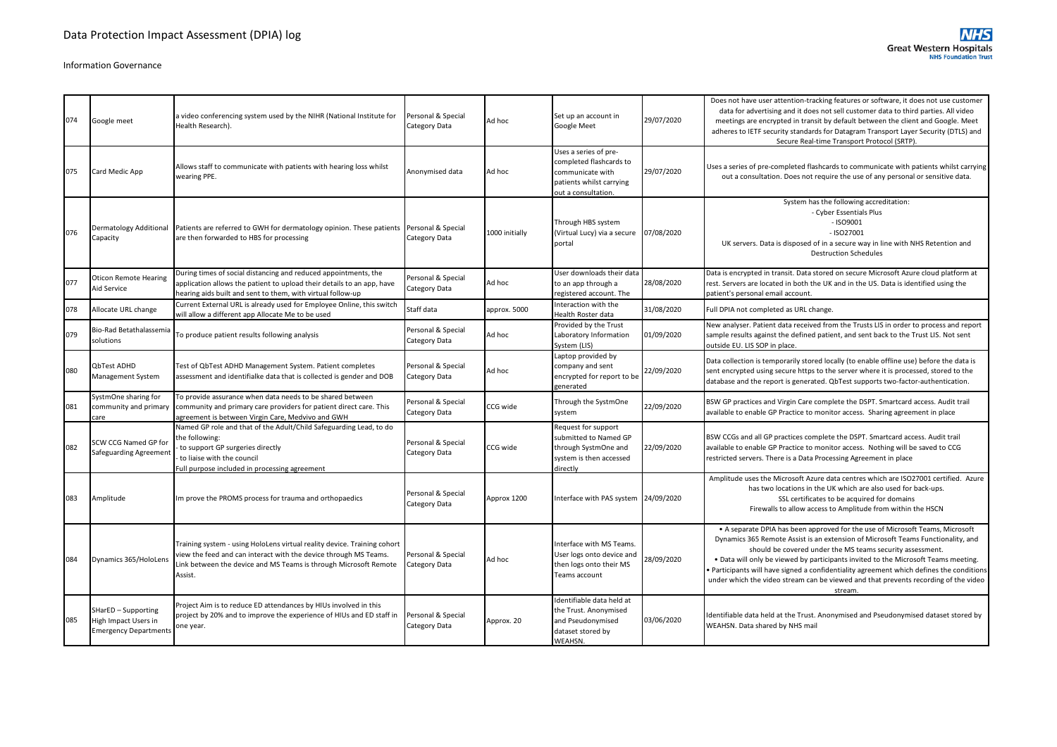# Data Protection Impact Assessment (DPIA) log

Information Governance

| | | | | | | | |
|---|---|---|---|---|---|---|---|
| 074 | Google meet | a video conferencing system used by the NIHR (National Institute for Health Research). | Personal & Special Category Data | Ad hoc | Set up an account in Google Meet | 29/07/2020 | Does not have user attention-tracking features or software, it does not use customer data for advertising and it does not sell customer data to third parties. All video meetings are encrypted in transit by default between the client and Google. Meet adheres to IETF security standards for Datagram Transport Layer Security (DTLS) and Secure Real-time Transport Protocol (SRTP). |
| 075 | Card Medic App | Allows staff to communicate with patients with hearing loss whilst wearing PPE. | Anonymised data | Ad hoc | Uses a series of pre-completed flashcards to communicate with patients whilst carrying out a consultation. | 29/07/2020 | Uses a series of pre-completed flashcards to communicate with patients whilst carrying out a consultation. Does not require the use of any personal or sensitive data. |
| 076 | Dermatology Additional Capacity | Patients are referred to GWH for dermatology opinion. These patients are then forwarded to HBS for processing | Personal & Special Category Data | 1000 initially | Through HBS system (Virtual Lucy) via a secure portal | 07/08/2020 | System has the following accreditation:<br>- Cyber Essentials Plus<br>- ISO9001<br>- ISO27001<br>UK servers. Data is disposed of in a secure way in line with NHS Retention and Destruction Schedules |
| 077 | Oticon Remote Hearing Aid Service | During times of social distancing and reduced appointments, the application allows the patient to upload their details to an app, have hearing aids built and sent to them, with virtual follow-up | Personal & Special Category Data | Ad hoc | User downloads their data to an app through a registered account. The | 28/08/2020 | Data is encrypted in transit. Data stored on secure Microsoft Azure cloud platform at rest. Servers are located in both the UK and in the US. Data is identified using the patient's personal email account. |
| 078 | Allocate URL change | Current External URL is already used for Employee Online, this switch will allow a different app Allocate Me to be used | Staff data | approx. 5000 | Interaction with the Health Roster data | 31/08/2020 | Full DPIA not completed as URL change. |
| 079 | Bio-Rad Betathalassemia solutions | To produce patient results following analysis | Personal & Special Category Data | Ad hoc | Provided by the Trust Laboratory Information System (LIS) | 01/09/2020 | New analyser. Patient data received from the Trusts LIS in order to process and report sample results against the defined patient, and sent back to the Trust LIS. Not sent outside EU. LIS SOP in place. |
| 080 | QbTest ADHD Management System | Test of QbTest ADHD Management System. Patient completes assessment and identifialke data that is collected is gender and DOB | Personal & Special Category Data | Ad hoc | Laptop provided by company and sent encrypted for report to be generated | 22/09/2020 | Data collection is temporarily stored locally (to enable offline use) before the data is sent encrypted using secure https to the server where it is processed, stored to the database and the report is generated. QbTest supports two-factor-authentication. |
| 081 | SystmOne sharing for community and primary care | To provide assurance when data needs to be shared between community and primary care providers for patient direct care. This agreement is between Virgin Care, Medvivo and GWH | Personal & Special Category Data | CCG wide | Through the SystmOne system | 22/09/2020 | BSW GP practices and Virgin Care complete the DSPT. Smartcard access. Audit trail available to enable GP Practice to monitor access. Sharing agreement in place |
| 082 | SCW CCG Named GP for Safeguarding Agreement | Named GP role and that of the Adult/Child Safeguarding Lead, to do the following:<br>- to support GP surgeries directly<br>- to liaise with the council<br>Full purpose included in processing agreement | Personal & Special Category Data | CCG wide | Request for support submitted to Named GP through SystmOne and system is then accessed directly | 22/09/2020 | BSW CCGs and all GP practices complete the DSPT. Smartcard access. Audit trail available to enable GP Practice to monitor access. Nothing will be saved to CCG restricted servers. There is a Data Processing Agreement in place |
| 083 | Amplitude | Im prove the PROMS process for trauma and orthopaedics | Personal & Special Category Data | Approx 1200 | Interface with PAS system | 24/09/2020 | Amplitude uses the Microsoft Azure data centres which are ISO27001 certified. Azure has two locations in the UK which are also used for back-ups.<br>SSL certificates to be acquired for domains<br>Firewalls to allow access to Amplitude from within the HSCN |
| 084 | Dynamics 365/HoloLens | Training system - using HoloLens virtual reality device. Training cohort view the feed and can interact with the device through MS Teams. Link between the device and MS Teams is through Microsoft Remote Assist. | Personal & Special Category Data | Ad hoc | Interface with MS Teams. User logs onto device and then logs onto their MS Teams account | 28/09/2020 | • A separate DPIA has been approved for the use of Microsoft Teams, Microsoft Dynamics 365 Remote Assist is an extension of Microsoft Teams Functionality, and should be covered under the MS teams security assessment.<br>• Data will only be viewed by participants invited to the Microsoft Teams meeting.<br>• Participants will have signed a confidentiality agreement which defines the conditions under which the video stream can be viewed and that prevents recording of the video stream. |
| 085 | SHarED – Supporting High Impact Users in Emergency Departments | Project Aim is to reduce ED attendances by HIUs involved in this project by 20% and to improve the experience of HIUs and ED staff in one year. | Personal & Special Category Data | Approx. 20 | Identifiable data held at the Trust. Anonymised and Pseudonymised dataset stored by WEAHSN. | 03/06/2020 | Identifiable data held at the Trust. Anonymised and Pseudonymised dataset stored by WEAHSN. Data shared by NHS mail |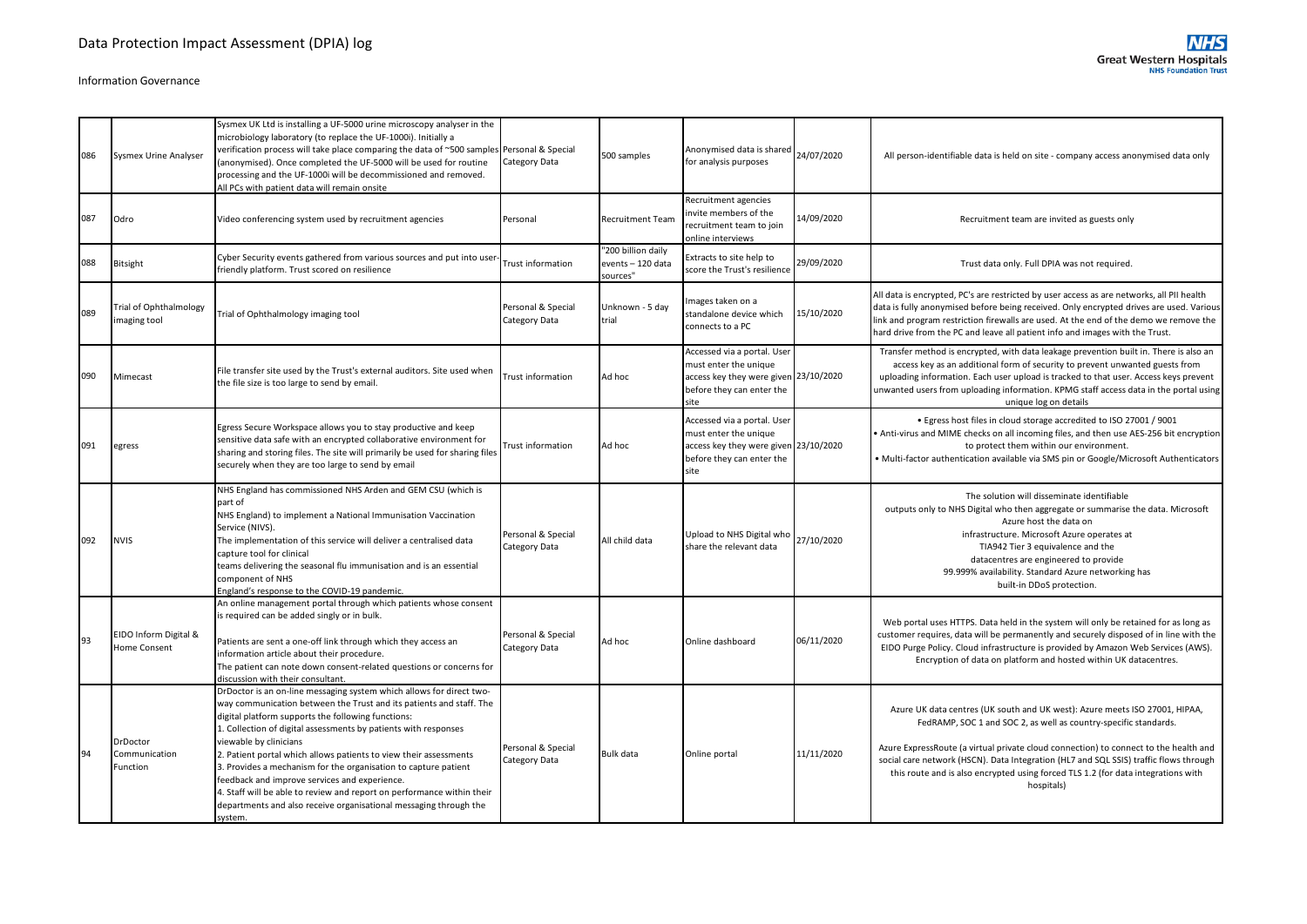# Data Protection Impact Assessment (DPIA) log

Information Governance

| | | | | | | | |
|---|---|---|---|---|---|---|---|
| 086 | Sysmex Urine Analyser | Sysmex UK Ltd is installing a UF-5000 urine microscopy analyser in the microbiology laboratory (to replace the UF-1000i). Initially a verification process will take place comparing the data of ~500 samples (anonymised). Once completed the UF-5000 will be used for routine processing and the UF-1000i will be decommissioned and removed. All PCs with patient data will remain onsite | Personal & Special Category Data | 500 samples | Anonymised data is shared for analysis purposes | 24/07/2020 | All person-identifiable data is held on site - company access anonymised data only |
| 087 | Odro | Video conferencing system used by recruitment agencies | Personal | Recruitment Team | Recruitment agencies invite members of the recruitment team to join online interviews | 14/09/2020 | Recruitment team are invited as guests only |
| 088 | Bitsight | Cyber Security events gathered from various sources and put into user-friendly platform. Trust scored on resilience | Trust information | "200 billion daily events – 120 data sources" | Extracts to site help to score the Trust's resilience | 29/09/2020 | Trust data only. Full DPIA was not required. |
| 089 | Trial of Ophthalmology imaging tool | Trial of Ophthalmology imaging tool | Personal & Special Category Data | Unknown - 5 day trial | Images taken on a standalone device which connects to a PC | 15/10/2020 | All data is encrypted, PC's are restricted by user access as are networks, all PII health data is fully anonymised before being received. Only encrypted drives are used. Various link and program restriction firewalls are used. At the end of the demo we remove the hard drive from the PC and leave all patient info and images with the Trust. |
| 090 | Mimecast | File transfer site used by the Trust's external auditors. Site used when the file size is too large to send by email. | Trust information | Ad hoc | Accessed via a portal. User must enter the unique access key they were given before they can enter the site | 23/10/2020 | Transfer method is encrypted, with data leakage prevention built in. There is also an access key as an additional form of security to prevent unwanted guests from uploading information. Each user upload is tracked to that user. Access keys prevent unwanted users from uploading information. KPMG staff access data in the portal using unique log on details |
| 091 | egress | Egress Secure Workspace allows you to stay productive and keep sensitive data safe with an encrypted collaborative environment for sharing and storing files. The site will primarily be used for sharing files securely when they are too large to send by email | Trust information | Ad hoc | Accessed via a portal. User must enter the unique access key they were given before they can enter the site | 23/10/2020 | • Egress host files in cloud storage accredited to ISO 27001 / 9001<br>• Anti-virus and MIME checks on all incoming files, and then use AES-256 bit encryption to protect them within our environment.<br>• Multi-factor authentication available via SMS pin or Google/Microsoft Authenticators |
| 092 | NVIS | NHS England has commissioned NHS Arden and GEM CSU (which is part of NHS England) to implement a National Immunisation Vaccination Service (NIVS). The implementation of this service will deliver a centralised data capture tool for clinical teams delivering the seasonal flu immunisation and is an essential component of NHS England's response to the COVID-19 pandemic. | Personal & Special Category Data | All child data | Upload to NHS Digital who share the relevant data | 27/10/2020 | The solution will disseminate identifiable outputs only to NHS Digital who then aggregate or summarise the data. Microsoft Azure host the data on infrastructure. Microsoft Azure operates at TIA942 Tier 3 equivalence and the datacentres are engineered to provide 99.999% availability. Standard Azure networking has built-in DDoS protection. |
| 93 | EIDO Inform Digital & Home Consent | An online management portal through which patients whose consent is required can be added singly or in bulk.<br><br>Patients are sent a one-off link through which they access an information article about their procedure.<br>The patient can note down consent-related questions or concerns for discussion with their consultant. | Personal & Special Category Data | Ad hoc | Online dashboard | 06/11/2020 | Web portal uses HTTPS. Data held in the system will only be retained for as long as customer requires, data will be permanently and securely disposed of in line with the EIDO Purge Policy. Cloud infrastructure is provided by Amazon Web Services (AWS). Encryption of data on platform and hosted within UK datacentres. |
| 94 | DrDoctor Communication Function | DrDoctor is an on-line messaging system which allows for direct two-way communication between the Trust and its patients and staff. The digital platform supports the following functions:<br>1. Collection of digital assessments by patients with responses viewable by clinicians<br>2. Patient portal which allows patients to view their assessments<br>3. Provides a mechanism for the organisation to capture patient feedback and improve services and experience.<br>4. Staff will be able to review and report on performance within their departments and also receive organisational messaging through the system. | Personal & Special Category Data | Bulk data | Online portal | 11/11/2020 | Azure UK data centres (UK south and UK west): Azure meets ISO 27001, HIPAA, FedRAMP, SOC 1 and SOC 2, as well as country-specific standards.<br><br>Azure ExpressRoute (a virtual private cloud connection) to connect to the health and social care network (HSCN). Data Integration (HL7 and SQL SSIS) traffic flows through this route and is also encrypted using forced TLS 1.2 (for data integrations with hospitals) |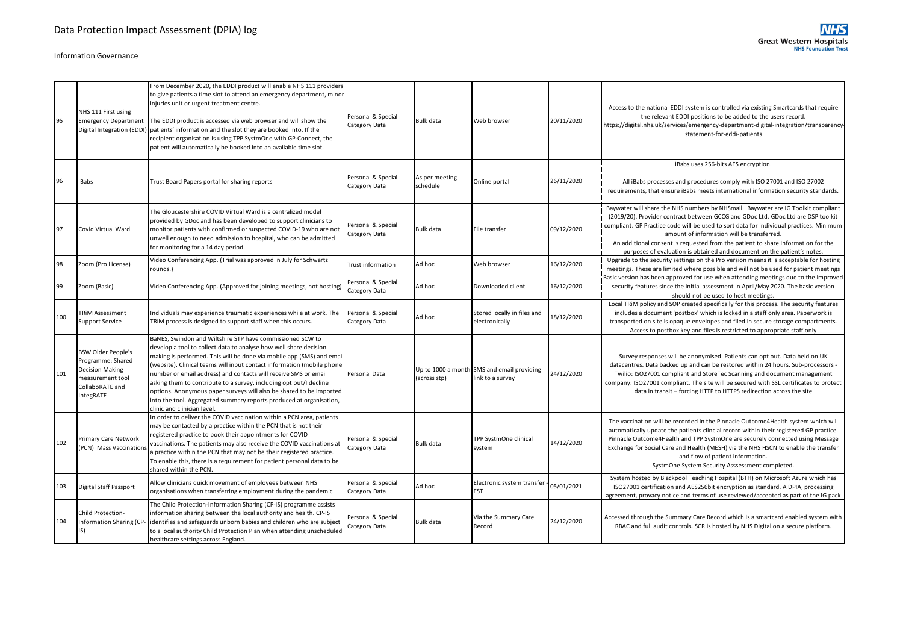# Data Protection Impact Assessment (DPIA) log

Information Governance

| | | | | | | | |
|---|---|---|---|---|---|---|---|
| 95 | NHS 111 First using Emergency Department Digital Integration (EDDI) | From December 2020, the EDDI product will enable NHS 111 providers to give patients a time slot to attend an emergency department, minor injuries unit or urgent treatment centre. The EDDI product is accessed via web browser and will show the patients' information and the slot they are booked into. If the recipient organisation is using TPP SystmOne with GP-Connect, the patient will automatically be booked into an available time slot. | Personal & Special Category Data | Bulk data | Web browser | 20/11/2020 | Access to the national EDDI system is controlled via existing Smartcards that require the relevant EDDI positions to be added to the users record. https://digital.nhs.uk/services/emergency-department-digital-integration/transparency-statement-for-eddi-patients |
| 96 | iBabs | Trust Board Papers portal for sharing reports | Personal & Special Category Data | As per meeting schedule | Online portal | 26/11/2020 | iBabs uses 256-bits AES encryption. All iBabs processes and procedures comply with ISO 27001 and ISO 27002 requirements, that ensure iBabs meets international information security standards. |
| 97 | Covid Virtual Ward | The Gloucestershire COVID Virtual Ward is a centralized model provided by GDoc and has been developed to support clinicians to monitor patients with confirmed or suspected COVID-19 who are not unwell enough to need admission to hospital, who can be admitted for monitoring for a 14 day period. | Personal & Special Category Data | Bulk data | File transfer | 09/12/2020 | Baywater will share the NHS numbers by NHSmail. Baywater are IG Toolkit compliant (2019/20). Provider contract between GCCG and GDoc Ltd. GDoc Ltd are DSP toolkit compliant. GP Practice code will be used to sort data for individual practices. Minimum amount of information will be transferred. An additional consent is requested from the patient to share information for the purposes of evaluation is obtained and document on the patient's notes. |
| 98 | Zoom (Pro License) | Video Conferencing App. (Trial was approved in July for Schwartz rounds.) | Trust information | Ad hoc | Web browser | 16/12/2020 | Upgrade to the security settings on the Pro version means it is acceptable for hosting meetings. These are limited where possible and will not be used for patient meetings |
| 99 | Zoom (Basic) | Video Conferencing App. (Approved for joining meetings, not hosting) | Personal & Special Category Data | Ad hoc | Downloaded client | 16/12/2020 | Basic version has been approved for use when attending meetings due to the improved security features since the initial assessment in April/May 2020. The basic version should not be used to host meetings. |
| 100 | TRiM Assessment Support Service | Individuals may experience traumatic experiences while at work. The TRiM process is designed to support staff when this occurs. | Personal & Special Category Data | Ad hoc | Stored locally in files and electronically | 18/12/2020 | Local TRiM policy and SOP created specifically for this process. The security features includes a document 'postbox' which is locked in a staff only area. Paperwork is transported on site is opaque envelopes and filed in secure storage compartments. Access to postbox key and files is restricted to appropriate staff only |
| 101 | BSW Older People's Programme: Shared Decision Making measurement tool CollaboRATE and IntegRATE | BaNES, Swindon and Wiltshire STP have commissioned SCW to develop a tool to collect data to analyse how well share decision making is performed. This will be done via mobile app (SMS) and email (website). Clinical teams will input contact information (mobile phone number or email address) and contacts will receive SMS or email asking them to contribute to a survey, including opt out/I decline options. Anonymous paper surveys will also be shared to be imported into the tool. Aggregated summary reports produced at organisation, clinic and clinician level. | Personal Data | Up to 1000 a month (across stp) | SMS and email providing link to a survey | 24/12/2020 | Survey responses will be anonymised. Patients can opt out. Data held on UK datacentres. Data backed up and can be restored within 24 hours. Sub-processors - Twilio: ISO27001 compliant and StoreTec Scanning and document management company: ISO27001 compliant. The site will be secured with SSL certificates to protect data in transit – forcing HTTP to HTTPS redirection across the site |
| 102 | Primary Care Network (PCN) Mass Vaccinations | In order to deliver the COVID vaccination within a PCN area, patients may be contacted by a practice within the PCN that is not their registered practice to book their appointments for COVID vaccinations. The patients may also receive the COVID vaccinations at a practice within the PCN that may not be their registered practice. To enable this, there is a requirement for patient personal data to be shared within the PCN. | Personal & Special Category Data | Bulk data | TPP SystmOne clinical system | 14/12/2020 | The vaccination will be recorded in the Pinnacle Outcome4Health system which will automatically update the patients clincial record within their registered GP practice. Pinnacle Outcome4Health and TPP SystmOne are securely connected using Message Exchange for Social Care and Health (MESH) via the NHS HSCN to enable the transfer and flow of patient information. SystmOne System Security Asssessment completed. |
| 103 | Digital Staff Passport | Allow clinicians quick movement of employees between NHS organisations when transferring employment during the pandemic | Personal & Special Category Data | Ad hoc | Electronic system transfer - EST | 05/01/2021 | System hosted by Blackpool Teaching Hospital (BTH) on Microsoft Azure which has ISO27001 certification and AES256bit encryption as standard. A DPIA, processing agreement, provacy notice and terms of use reviewed/accepted as part of the IG pack |
| 104 | Child Protection-Information Sharing (CP-IS) | The Child Protection-Information Sharing (CP-IS) programme assists information sharing between the local authority and health. CP-IS identifies and safeguards unborn babies and children who are subject to a local authority Child Protection Plan when attending unscheduled healthcare settings across England. | Personal & Special Category Data | Bulk data | Via the Summary Care Record | 24/12/2020 | Accessed through the Summary Care Record which is a smartcard enabled system with RBAC and full audit controls. SCR is hosted by NHS Digital on a secure platform. |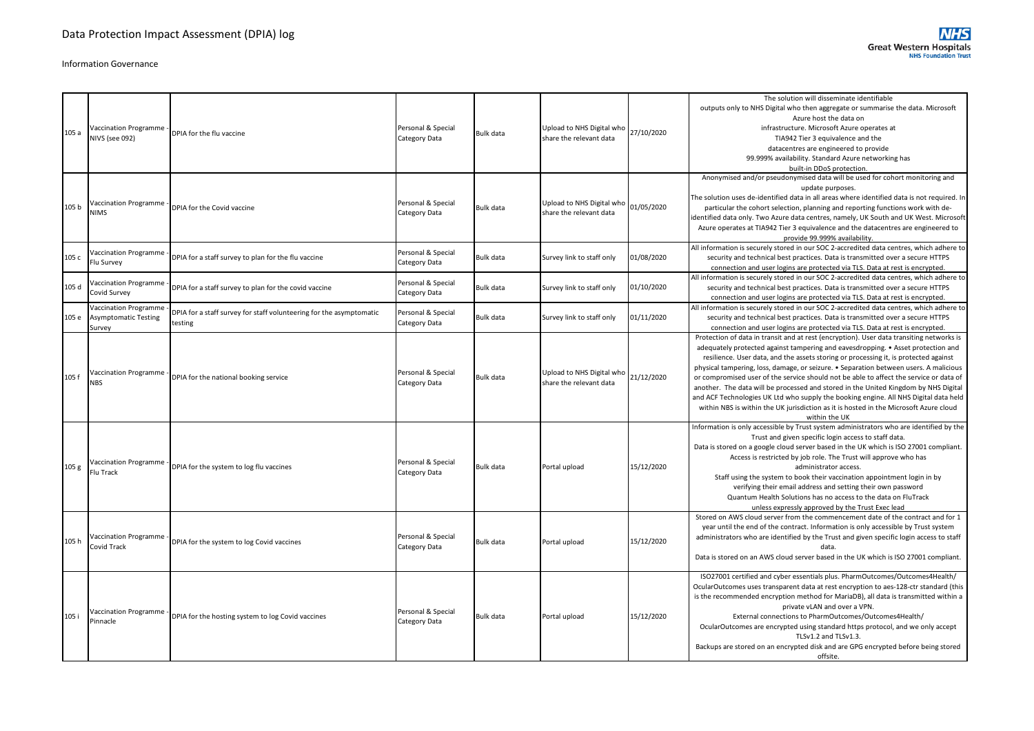# Data Protection Impact Assessment (DPIA) log

Information Governance

| | | | | | | | |
|---|---|---|---|---|---|---|---|
| 105 a | Vaccination Programme - NIVS (see 092) | DPIA for the flu vaccine | Personal & Special Category Data | Bulk data | Upload to NHS Digital who share the relevant data | 27/10/2020 | The solution will disseminate identifiable outputs only to NHS Digital who then aggregate or summarise the data. Microsoft Azure host the data on infrastructure. Microsoft Azure operates at TIA942 Tier 3 equivalence and the datacentres are engineered to provide 99.999% availability. Standard Azure networking has built-in DDoS protection. |
| 105 b | Vaccination Programme - NIMS | DPIA for the Covid vaccine | Personal & Special Category Data | Bulk data | Upload to NHS Digital who share the relevant data | 01/05/2020 | Anonymised and/or pseudonymised data will be used for cohort monitoring and update purposes. The solution uses de-identified data in all areas where identified data is not required. In particular the cohort selection, planning and reporting functions work with de-identified data only. Two Azure data centres, namely, UK South and UK West. Microsoft Azure operates at TIA942 Tier 3 equivalence and the datacentres are engineered to provide 99.999% availability. |
| 105 c | Vaccination Programme - Flu Survey | DPIA for a staff survey to plan for the flu vaccine | Personal & Special Category Data | Bulk data | Survey link to staff only | 01/08/2020 | All information is securely stored in our SOC 2-accredited data centres, which adhere to security and technical best practices. Data is transmitted over a secure HTTPS connection and user logins are protected via TLS. Data at rest is encrypted. |
| 105 d | Vaccination Programme - Covid Survey | DPIA for a staff survey to plan for the covid vaccine | Personal & Special Category Data | Bulk data | Survey link to staff only | 01/10/2020 | All information is securely stored in our SOC 2-accredited data centres, which adhere to security and technical best practices. Data is transmitted over a secure HTTPS connection and user logins are protected via TLS. Data at rest is encrypted. |
| 105 e | Vaccination Programme - Asymptomatic Testing Survey | DPIA for a staff survey for staff volunteering for the asymptomatic testing | Personal & Special Category Data | Bulk data | Survey link to staff only | 01/11/2020 | All information is securely stored in our SOC 2-accredited data centres, which adhere to security and technical best practices. Data is transmitted over a secure HTTPS connection and user logins are protected via TLS. Data at rest is encrypted. |
| 105 f | Vaccination Programme - NBS | DPIA for the national booking service | Personal & Special Category Data | Bulk data | Upload to NHS Digital who share the relevant data | 21/12/2020 | Protection of data in transit and at rest (encryption). User data transiting networks is adequately protected against tampering and eavesdropping. • Asset protection and resilience. User data, and the assets storing or processing it, is protected against physical tampering, loss, damage, or seizure. • Separation between users. A malicious or compromised user of the service should not be able to affect the service or data of another. The data will be processed and stored in the United Kingdom by NHS Digital and ACF Technologies UK Ltd who supply the booking engine. All NHS Digital data held within NBS is within the UK jurisdiction as it is hosted in the Microsoft Azure cloud within the UK |
| 105 g | Vaccination Programme - Flu Track | DPIA for the system to log flu vaccines | Personal & Special Category Data | Bulk data | Portal upload | 15/12/2020 | Information is only accessible by Trust system administrators who are identified by the Trust and given specific login access to staff data. Data is stored on a google cloud server based in the UK which is ISO 27001 compliant. Access is restricted by job role. The Trust will approve who has administrator access. Staff using the system to book their vaccination appointment login in by verifying their email address and setting their own password Quantum Health Solutions has no access to the data on FluTrack unless expressly approved by the Trust Exec lead |
| 105 h | Vaccination Programme - Covid Track | DPIA for the system to log Covid vaccines | Personal & Special Category Data | Bulk data | Portal upload | 15/12/2020 | Stored on AWS cloud server from the commencement date of the contract and for 1 year until the end of the contract. Information is only accessible by Trust system administrators who are identified by the Trust and given specific login access to staff data. Data is stored on an AWS cloud server based in the UK which is ISO 27001 compliant. |
| 105 i | Vaccination Programme - Pinnacle | DPIA for the hosting system to log Covid vaccines | Personal & Special Category Data | Bulk data | Portal upload | 15/12/2020 | ISO27001 certified and cyber essentials plus. PharmOutcomes/Outcomes4Health/ OcularOutcomes uses transparent data at rest encryption to aes-128-ctr standard (this is the recommended encryption method for MariaDB), all data is transmitted within a private vLAN and over a VPN. External connections to PharmOutcomes/Outcomes4Health/ OcularOutcomes are encrypted using standard https protocol, and we only accept TLSv1.2 and TLSv1.3. Backups are stored on an encrypted disk and are GPG encrypted before being stored offsite. |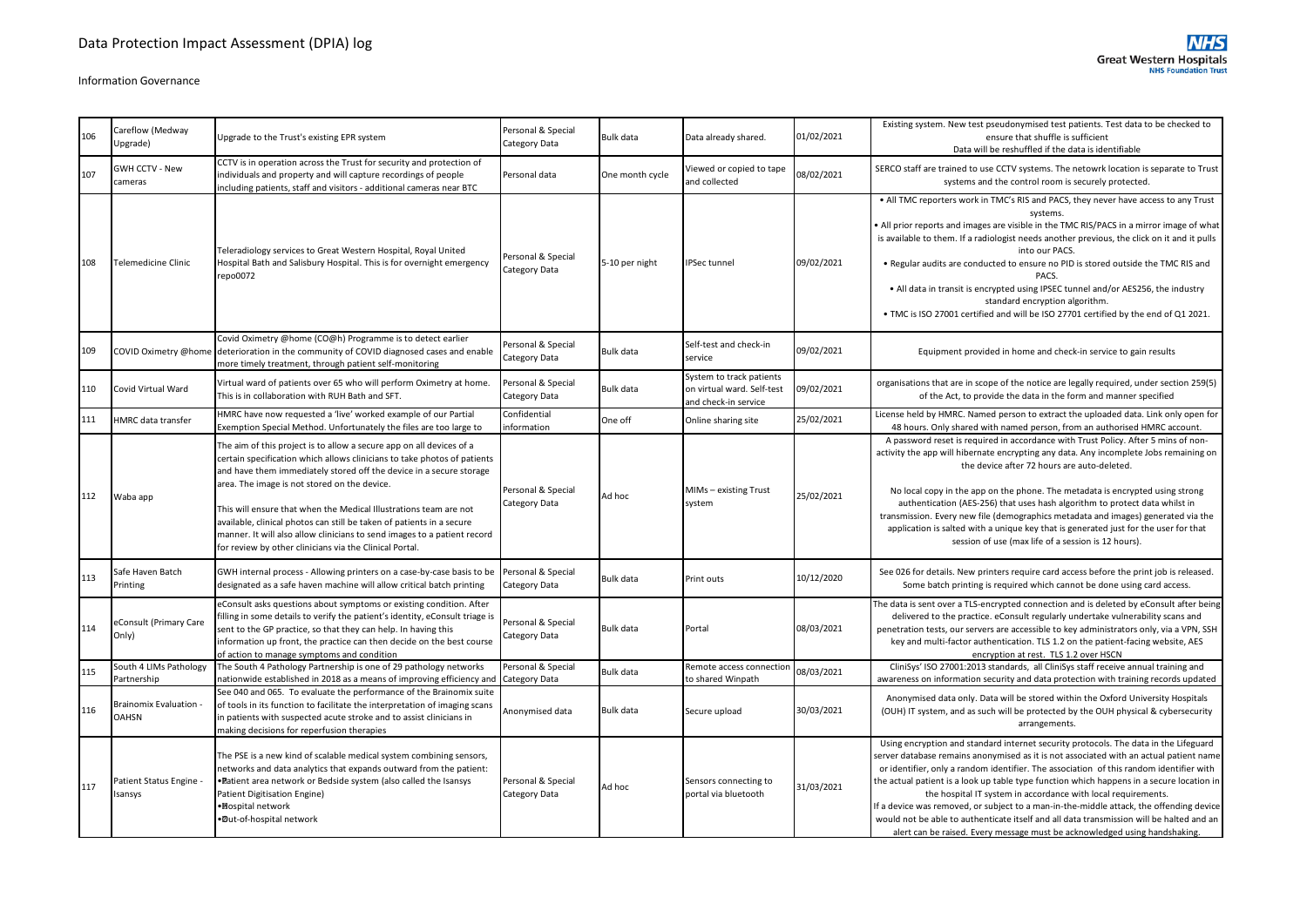# Data Protection Impact Assessment (DPIA) log

Information Governance

| | | | | | | | |
|---|---|---|---|---|---|---|---|
| 106 | Careflow (Medway Upgrade) | Upgrade to the Trust's existing EPR system | Personal & Special Category Data | Bulk data | Data already shared. | 01/02/2021 | Existing system. New test pseudonymised test patients. Test data to be checked to ensure that shuffle is sufficient Data will be reshuffled if the data is identifiable |
| 107 | GWH CCTV - New cameras | CCTV is in operation across the Trust for security and protection of individuals and property and will capture recordings of people including patients, staff and visitors - additional cameras near BTC | Personal data | One month cycle | Viewed or copied to tape and collected | 08/02/2021 | SERCO staff are trained to use CCTV systems. The netowrk location is separate to Trust systems and the control room is securely protected. |
| 108 | Telemedicine Clinic | Teleradiology services to Great Western Hospital, Royal United Hospital Bath and Salisbury Hospital. This is for overnight emergency repo0072 | Personal & Special Category Data | 5-10 per night | IPSec tunnel | 09/02/2021 | • All TMC reporters work in TMC's RIS and PACS, they never have access to any Trust systems. • All prior reports and images are visible in the TMC RIS/PACS in a mirror image of what is available to them. If a radiologist needs another previous, the click on it and it pulls into our PACS. • Regular audits are conducted to ensure no PID is stored outside the TMC RIS and PACS. • All data in transit is encrypted using IPSEC tunnel and/or AES256, the industry standard encryption algorithm. • TMC is ISO 27001 certified and will be ISO 27701 certified by the end of Q1 2021. |
| 109 | COVID Oximetry @home | Covid Oximetry @home (CO@h) Programme is to detect earlier deterioration in the community of COVID diagnosed cases and enable more timely treatment, through patient self-monitoring | Personal & Special Category Data | Bulk data | Self-test and check-in service | 09/02/2021 | Equipment provided in home and check-in service to gain results |
| 110 | Covid Virtual Ward | Virtual ward of patients over 65 who will perform Oximetry at home. This is in collaboration with RUH Bath and SFT. | Personal & Special Category Data | Bulk data | System to track patients on virtual ward. Self-test and check-in service | 09/02/2021 | organisations that are in scope of the notice are legally required, under section 259(5) of the Act, to provide the data in the form and manner specified |
| 111 | HMRC data transfer | HMRC have now requested a 'live' worked example of our Partial Exemption Special Method. Unfortunately the files are too large to | Confidential information | One off | Online sharing site | 25/02/2021 | License held by HMRC. Named person to extract the uploaded data. Link only open for 48 hours. Only shared with named person, from an authorised HMRC account. |
| 112 | Waba app | The aim of this project is to allow a secure app on all devices of a certain specification which allows clinicians to take photos of patients and have them immediately stored off the device in a secure storage area. The image is not stored on the device.<br><br>This will ensure that when the Medical Illustrations team are not available, clinical photos can still be taken of patients in a secure manner. It will also allow clinicians to send images to a patient record for review by other clinicians via the Clinical Portal. | Personal & Special Category Data | Ad hoc | MIMs – existing Trust system | 25/02/2021 | A password reset is required in accordance with Trust Policy. After 5 mins of non-activity the app will hibernate encrypting any data. Any incomplete Jobs remaining on the device after 72 hours are auto-deleted.<br><br>No local copy in the app on the phone. The metadata is encrypted using strong authentication (AES-256) that uses hash algorithm to protect data whilst in transmission. Every new file (demographics metadata and images) generated via the application is salted with a unique key that is generated just for the user for that session of use (max life of a session is 12 hours). |
| 113 | Safe Haven Batch Printing | GWH internal process - Allowing printers on a case-by-case basis to be designated as a safe haven machine will allow critical batch printing | Personal & Special Category Data | Bulk data | Print outs | 10/12/2020 | See 026 for details. New printers require card access before the print job is released. Some batch printing is required which cannot be done using card access. |
| 114 | eConsult (Primary Care Only) | eConsult asks questions about symptoms or existing condition. After filling in some details to verify the patient's identity, eConsult triage is sent to the GP practice, so that they can help. In having this information up front, the practice can then decide on the best course of action to manage symptoms and condition | Personal & Special Category Data | Bulk data | Portal | 08/03/2021 | The data is sent over a TLS-encrypted connection and is deleted by eConsult after being delivered to the practice. eConsult regularly undertake vulnerability scans and penetration tests, our servers are accessible to key administrators only, via a VPN, SSH key and multi-factor authentication. TLS 1.2 on the patient-facing website, AES encryption at rest. TLS 1.2 over HSCN |
| 115 | South 4 LIMs Pathology Partnership | The South 4 Pathology Partnership is one of 29 pathology networks nationwide established in 2018 as a means of improving efficiency and | Personal & Special Category Data | Bulk data | Remote access connection to shared Winpath | 08/03/2021 | CliniSys' ISO 27001:2013 standards, all CliniSys staff receive annual training and awareness on information security and data protection with training records updated |
| 116 | Brainomix Evaluation - OAHSN | See 040 and 065. To evaluate the performance of the Brainomix suite of tools in its function to facilitate the interpretation of imaging scans in patients with suspected acute stroke and to assist clinicians in making decisions for reperfusion therapies | Anonymised data | Bulk data | Secure upload | 30/03/2021 | Anonymised data only. Data will be stored within the Oxford University Hospitals (OUH) IT system, and as such will be protected by the OUH physical & cybersecurity arrangements. |
| 117 | Patient Status Engine - Isansys | The PSE is a new kind of scalable medical system combining sensors, networks and data analytics that expands outward from the patient:<br>• Patient area network or Bedside system (also called the Isansys Patient Digitisation Engine)<br>• Hospital network<br>• Out-of-hospital network | Personal & Special Category Data | Ad hoc | Sensors connecting to portal via bluetooth | 31/03/2021 | Using encryption and standard internet security protocols. The data in the Lifeguard server database remains anonymised as it is not associated with an actual patient name or identifier, only a random identifier. The association of this random identifier with the actual patient is a look up table type function which happens in a secure location in the hospital IT system in accordance with local requirements. If a device was removed, or subject to a man-in-the-middle attack, the offending device would not be able to authenticate itself and all data transmission will be halted and an alert can be raised. Every message must be acknowledged using handshaking. |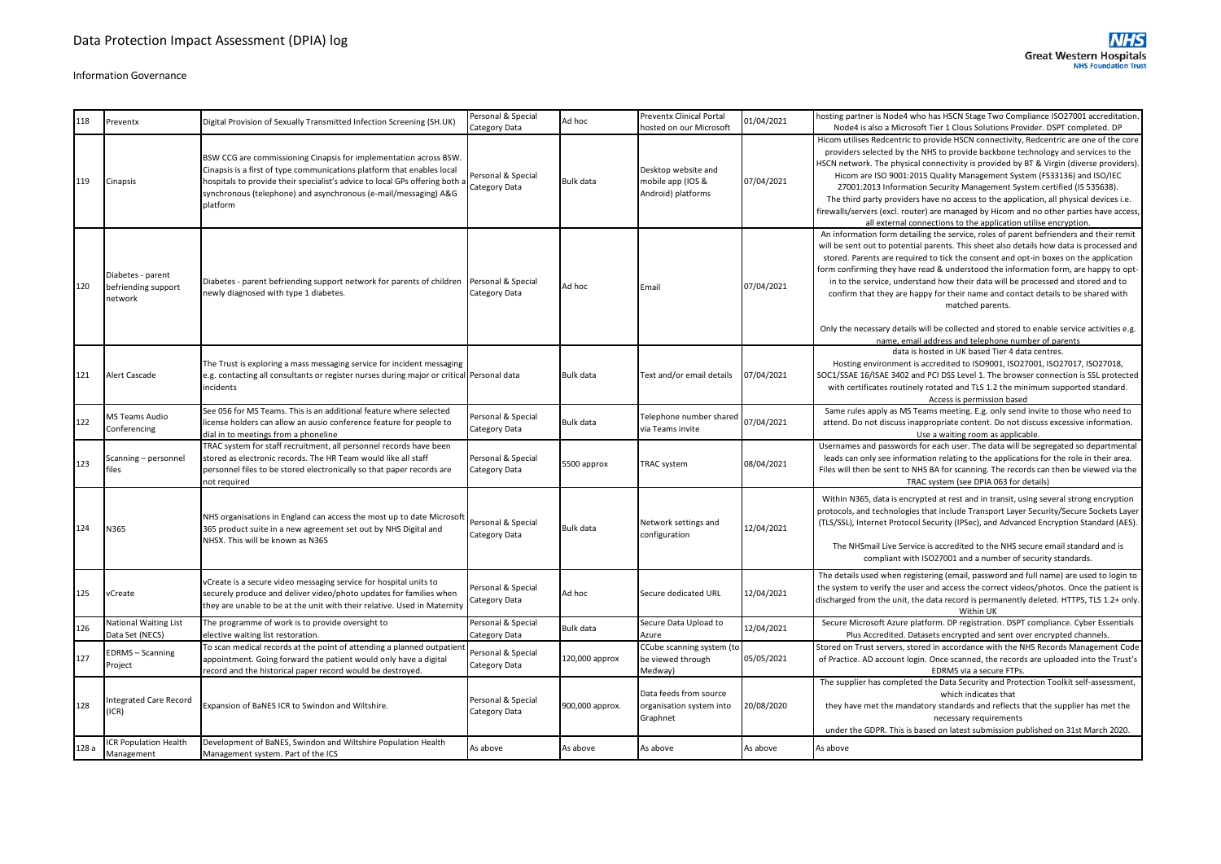# Data Protection Impact Assessment (DPIA) log

Information Governance

| | | | | | | | |
|---|---|---|---|---|---|---|---|
| 118 | Preventx | Digital Provision of Sexually Transmitted Infection Screening (SH.UK) | Personal & Special Category Data | Ad hoc | Preventx Clinical Portal hosted on our Microsoft | 01/04/2021 | hosting partner is Node4 who has HSCN Stage Two Compliance ISO27001 accreditation. Node4 is also a Microsoft Tier 1 Clous Solutions Provider. DSPT completed. DP |
| 119 | Cinapsis | BSW CCG are commissioning Cinapsis for implementation across BSW. Cinapsis is a first of type communications platform that enables local hospitals to provide their specialist's advice to local GPs offering both a synchronous (telephone) and asynchronous (e-mail/messaging) A&G platform | Personal & Special Category Data | Bulk data | Desktop website and mobile app (IOS & Android) platforms | 07/04/2021 | Hicom utilises Redcentric to provide HSCN connectivity, Redcentric are one of the core providers selected by the NHS to provide backbone technology and services to the HSCN network. The physical connectivity is provided by BT & Virgin (diverse providers). Hicom are ISO 9001:2015 Quality Management System (FS33136) and ISO/IEC 27001:2013 Information Security Management System certified (IS 535638). The third party providers have no access to the application, all physical devices i.e. firewalls/servers (excl. router) are managed by Hicom and no other parties have access, all external connections to the application utilise encryption. |
| 120 | Diabetes - parent befriending support network | Diabetes - parent befriending support network for parents of children newly diagnosed with type 1 diabetes. | Personal & Special Category Data | Ad hoc | Email | 07/04/2021 | An information form detailing the service, roles of parent befrienders and their remit will be sent out to potential parents. This sheet also details how data is processed and stored. Parents are required to tick the consent and opt-in boxes on the application form confirming they have read & understood the information form, are happy to opt-in to the service, understand how their data will be processed and stored and to confirm that they are happy for their name and contact details to be shared with matched parents.<br><br>Only the necessary details will be collected and stored to enable service activities e.g. name, email address and telephone number of parents |
| 121 | Alert Cascade | The Trust is exploring a mass messaging service for incident messaging e.g. contacting all consultants or register nurses during major or critical incidents | Personal data | Bulk data | Text and/or email details | 07/04/2021 | data is hosted in UK based Tier 4 data centres. Hosting environment is accredited to ISO9001, ISO27001, ISO27017, ISO27018, SOC1/SSAE 16/ISAE 3402 and PCI DSS Level 1. The browser connection is SSL protected with certificates routinely rotated and TLS 1.2 the minimum supported standard. Access is permission based |
| 122 | MS Teams Audio Conferencing | See 056 for MS Teams. This is an additional feature where selected license holders can allow an ausio conference feature for people to dial in to meetings from a phoneline | Personal & Special Category Data | Bulk data | Telephone number shared via Teams invite | 07/04/2021 | Same rules apply as MS Teams meeting. E.g. only send invite to those who need to attend. Do not discuss inappropriate content. Do not discuss excessive information. Use a waiting room as applicable. |
| 123 | Scanning – personnel files | TRAC system for staff recruitment, all personnel records have been stored as electronic records. The HR Team would like all staff personnel files to be stored electronically so that paper records are not required | Personal & Special Category Data | 5500 approx | TRAC system | 08/04/2021 | Usernames and passwords for each user. The data will be segregated so departmental leads can only see information relating to the applications for the role in their area. Files will then be sent to NHS BA for scanning. The records can then be viewed via the TRAC system (see DPIA 063 for details) |
| 124 | N365 | NHS organisations in England can access the most up to date Microsoft 365 product suite in a new agreement set out by NHS Digital and NHSX. This will be known as N365 | Personal & Special Category Data | Bulk data | Network settings and configuration | 12/04/2021 | Within N365, data is encrypted at rest and in transit, using several strong encryption protocols, and technologies that include Transport Layer Security/Secure Sockets Layer (TLS/SSL), Internet Protocol Security (IPSec), and Advanced Encryption Standard (AES).<br><br>The NHSmail Live Service is accredited to the NHS secure email standard and is compliant with ISO27001 and a number of security standards. |
| 125 | vCreate | vCreate is a secure video messaging service for hospital units to securely produce and deliver video/photo updates for families when they are unable to be at the unit with their relative. Used in Maternity | Personal & Special Category Data | Ad hoc | Secure dedicated URL | 12/04/2021 | The details used when registering (email, password and full name) are used to login to the system to verify the user and access the correct videos/photos. Once the patient is discharged from the unit, the data record is permanently deleted. HTTPS, TLS 1.2+ only. Within UK |
| 126 | National Waiting List Data Set (NECS) | The programme of work is to provide oversight to elective waiting list restoration. | Personal & Special Category Data | Bulk data | Secure Data Upload to Azure | 12/04/2021 | Secure Microsoft Azure platform. DP registration. DSPT compliance. Cyber Essentials Plus Accredited. Datasets encrypted and sent over encrypted channels. |
| 127 | EDRMS – Scanning Project | To scan medical records at the point of attending a planned outpatient appointment. Going forward the patient would only have a digital record and the historical paper record would be destroyed. | Personal & Special Category Data | 120,000 approx | CCube scanning system (to be viewed through Medway) | 05/05/2021 | Stored on Trust servers, stored in accordance with the NHS Records Management Code of Practice. AD account login. Once scanned, the records are uploaded into the Trust's EDRMS via a secure FTPs. |
| 128 | Integrated Care Record (ICR) | Expansion of BaNES ICR to Swindon and Wiltshire. | Personal & Special Category Data | 900,000 approx. | Data feeds from source organisation system into Graphnet | 20/08/2020 | The supplier has completed the Data Security and Protection Toolkit self-assessment, which indicates that they have met the mandatory standards and reflects that the supplier has met the necessary requirements under the GDPR. This is based on latest submission published on 31st March 2020. |
| 128 a | ICR Population Health Management | Development of BaNES, Swindon and Wiltshire Population Health Management system. Part of the ICS | As above | As above | As above | As above | As above |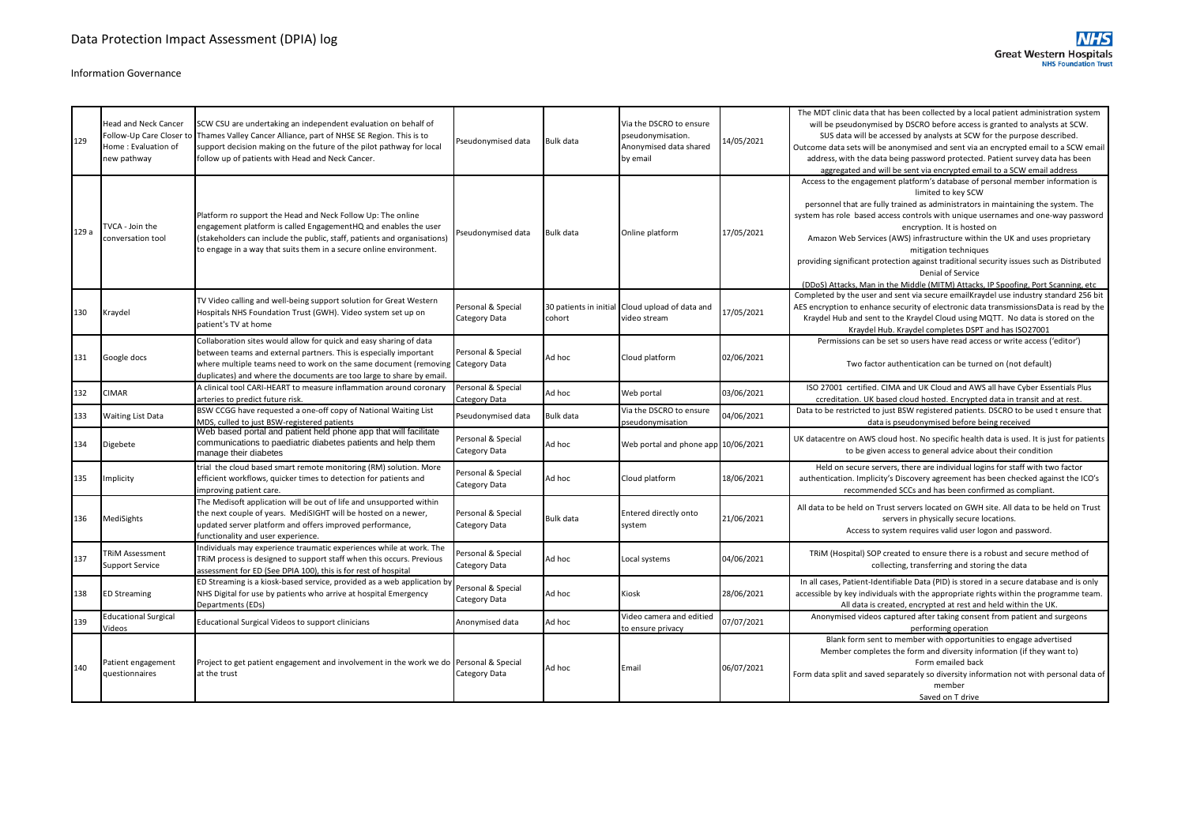# Data Protection Impact Assessment (DPIA) log

Information Governance

| | | | | | | | |
|---|---|---|---|---|---|---|---|
| 129 | Head and Neck Cancer Follow-Up Care Closer to Home : Evaluation of new pathway | SCW CSU are undertaking an independent evaluation on behalf of Thames Valley Cancer Alliance, part of NHSE SE Region. This is to support decision making on the future of the pilot pathway for local follow up of patients with Head and Neck Cancer. | Pseudonymised data | Bulk data | Via the DSCRO to ensure pseudonymisation. Anonymised data shared by email | 14/05/2021 | The MDT clinic data that has been collected by a local patient administration system will be pseudonymised by DSCRO before access is granted to analysts at SCW. SUS data will be accessed by analysts at SCW for the purpose described. Outcome data sets will be anonymised and sent via an encrypted email to a SCW email address, with the data being password protected. Patient survey data has been aggregated and will be sent via encrypted email to a SCW email address |
| 129 a | TVCA - Join the conversation tool | Platform ro support the Head and Neck Follow Up: The online engagement platform is called EngagementHQ and enables the user (stakeholders can include the public, staff, patients and organisations) to engage in a way that suits them in a secure online environment. | Pseudonymised data | Bulk data | Online platform | 17/05/2021 | Access to the engagement platform's database of personal member information is limited to key SCW personnel that are fully trained as administrators in maintaining the system. The system has role based access controls with unique usernames and one-way password encryption. It is hosted on Amazon Web Services (AWS) infrastructure within the UK and uses proprietary mitigation techniques providing significant protection against traditional security issues such as Distributed Denial of Service (DDoS) Attacks, Man in the Middle (MITM) Attacks, IP Spoofing, Port Scanning, etc |
| 130 | Kraydel | TV Video calling and well-being support solution for Great Western Hospitals NHS Foundation Trust (GWH). Video system set up on patient's TV at home | Personal & Special Category Data | 30 patients in initial cohort | Cloud upload of data and video stream | 17/05/2021 | Completed by the user and sent via secure emailKraydel use industry standard 256 bit AES encryption to enhance security of electronic data transmissionsData is read by the Kraydel Hub and sent to the Kraydel Cloud using MQTT. No data is stored on the Kraydel Hub. Kraydel completes DSPT and has ISO27001 |
| 131 | Google docs | Collaboration sites would allow for quick and easy sharing of data between teams and external partners. This is especially important where multiple teams need to work on the same document (removing duplicates) and where the documents are too large to share by email. | Personal & Special Category Data | Ad hoc | Cloud platform | 02/06/2021 | Permissions can be set so users have read access or write access ('editor') Two factor authentication can be turned on (not default) |
| 132 | CIMAR | A clinical tool CARI-HEART to measure inflammation around coronary arteries to predict future risk. | Personal & Special Category Data | Ad hoc | Web portal | 03/06/2021 | ISO 27001 certified. CIMA and UK Cloud and AWS all have Cyber Essentials Plus ccreditation. UK based cloud hosted. Encrypted data in transit and at rest. |
| 133 | Waiting List Data | BSW CCGG have requested a one-off copy of National Waiting List MDS, culled to just BSW-registered patients | Pseudonymised data | Bulk data | Via the DSCRO to ensure pseudonymisation | 04/06/2021 | Data to be restricted to just BSW registered patients. DSCRO to be used t ensure that data is pseudonymised before being received |
| 134 | Digebete | Web based portal and patient held phone app that will facilitate communications to paediatric diabetes patients and help them manage their diabetes | Personal & Special Category Data | Ad hoc | Web portal and phone app | 10/06/2021 | UK datacentre on AWS cloud host. No specific health data is used. It is just for patients to be given access to general advice about their condition |
| 135 | Implicity | trial the cloud based smart remote monitoring (RM) solution. More efficient workflows, quicker times to detection for patients and improving patient care. | Personal & Special Category Data | Ad hoc | Cloud platform | 18/06/2021 | Held on secure servers, there are individual logins for staff with two factor authentication. Implicity's Discovery agreement has been checked against the ICO's recommended SCCs and has been confirmed as compliant. |
| 136 | MediSights | The Medisoft application will be out of life and unsupported within the next couple of years. MediSIGHT will be hosted on a newer, updated server platform and offers improved performance, functionality and user experience. | Personal & Special Category Data | Bulk data | Entered directly onto system | 21/06/2021 | All data to be held on Trust servers located on GWH site. All data to be held on Trust servers in physically secure locations. Access to system requires valid user logon and password. |
| 137 | TRiM Assessment Support Service | Individuals may experience traumatic experiences while at work. The TRiM process is designed to support staff when this occurs. Previous assessment for ED (See DPIA 100), this is for rest of hospital | Personal & Special Category Data | Ad hoc | Local systems | 04/06/2021 | TRiM (Hospital) SOP created to ensure there is a robust and secure method of collecting, transferring and storing the data |
| 138 | ED Streaming | ED Streaming is a kiosk-based service, provided as a web application by NHS Digital for use by patients who arrive at hospital Emergency Departments (EDs) | Personal & Special Category Data | Ad hoc | Kiosk | 28/06/2021 | In all cases, Patient-Identifiable Data (PID) is stored in a secure database and is only accessible by key individuals with the appropriate rights within the programme team. All data is created, encrypted at rest and held within the UK. |
| 139 | Educational Surgical Videos | Educational Surgical Videos to support clinicians | Anonymised data | Ad hoc | Video camera and editied to ensure privacy | 07/07/2021 | Anonymised videos captured after taking consent from patient and surgeons performing operation |
| 140 | Patient engagement questionnaires | Project to get patient engagement and involvement in the work we do at the trust | Personal & Special Category Data | Ad hoc | Email | 06/07/2021 | Blank form sent to member with opportunities to engage advertised Member completes the form and diversity information (if they want to) Form emailed back Form data split and saved separately so diversity information not with personal data of member Saved on T drive |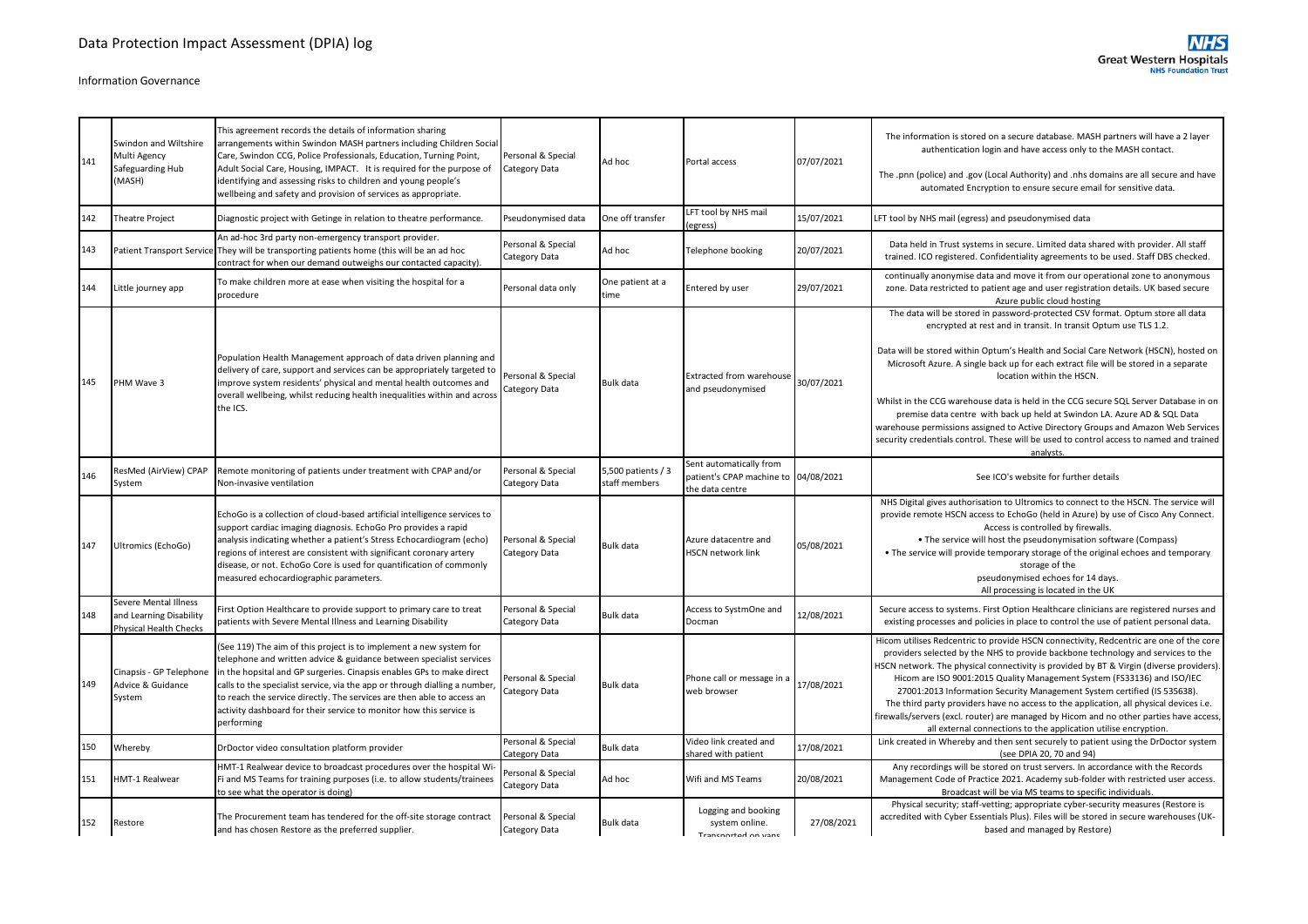# Data Protection Impact Assessment (DPIA) log

Information Governance

| | | | | | | | |
|---|---|---|---|---|---|---|---|
| 141 | Swindon and Wiltshire Multi Agency Safeguarding Hub (MASH) | This agreement records the details of information sharing arrangements within Swindon MASH partners including Children Social Care, Swindon CCG, Police Professionals, Education, Turning Point, Adult Social Care, Housing, IMPACT. It is required for the purpose of identifying and assessing risks to children and young people's wellbeing and safety and provision of services as appropriate. | Personal & Special Category Data | Ad hoc | Portal access | 07/07/2021 | The information is stored on a secure database. MASH partners will have a 2 layer authentication login and have access only to the MASH contact. The .pnn (police) and .gov (Local Authority) and .nhs domains are all secure and have automated Encryption to ensure secure email for sensitive data. |
| 142 | Theatre Project | Diagnostic project with Getinge in relation to theatre performance. | Pseudonymised data | One off transfer | LFT tool by NHS mail (egress) | 15/07/2021 | LFT tool by NHS mail (egress) and pseudonymised data |
| 143 | Patient Transport Service | An ad-hoc 3rd party non-emergency transport provider. They will be transporting patients home (this will be an ad hoc contract for when our demand outweighs our contacted capacity). | Personal & Special Category Data | Ad hoc | Telephone booking | 20/07/2021 | Data held in Trust systems in secure. Limited data shared with provider. All staff trained. ICO registered. Confidentiality agreements to be used. Staff DBS checked. |
| 144 | Little journey app | To make children more at ease when visiting the hospital for a procedure | Personal data only | One patient at a time | Entered by user | 29/07/2021 | continually anonymise data and move it from our operational zone to anonymous zone. Data restricted to patient age and user registration details. UK based secure Azure public cloud hosting |
| 145 | PHM Wave 3 | Population Health Management approach of data driven planning and delivery of care, support and services can be appropriately targeted to improve system residents' physical and mental health outcomes and overall wellbeing, whilst reducing health inequalities within and across the ICS. | Personal & Special Category Data | Bulk data | Extracted from warehouse and pseudonymised | 30/07/2021 | The data will be stored in password-protected CSV format. Optum store all data encrypted at rest and in transit. In transit Optum use TLS 1.2. Data will be stored within Optum's Health and Social Care Network (HSCN), hosted on Microsoft Azure. A single back up for each extract file will be stored in a separate location within the HSCN. Whilst in the CCG warehouse data is held in the CCG secure SQL Server Database in on premise data centre with back up held at Swindon LA. Azure AD & SQL Data warehouse permissions assigned to Active Directory Groups and Amazon Web Services security credentials control. These will be used to control access to named and trained analysts. |
| 146 | ResMed (AirView) CPAP System | Remote monitoring of patients under treatment with CPAP and/or Non-invasive ventilation | Personal & Special Category Data | 5,500 patients / 3 staff members | Sent automatically from patient's CPAP machine to the data centre | 04/08/2021 | See ICO's website for further details |
| 147 | Ultromics (EchoGo) | EchoGo is a collection of cloud-based artificial intelligence services to support cardiac imaging diagnosis. EchoGo Pro provides a rapid analysis indicating whether a patient's Stress Echocardiogram (echo) regions of interest are consistent with significant coronary artery disease, or not. EchoGo Core is used for quantification of commonly measured echocardiographic parameters. | Personal & Special Category Data | Bulk data | Azure datacentre and HSCN network link | 05/08/2021 | NHS Digital gives authorisation to Ultromics to connect to the HSCN. The service will provide remote HSCN access to EchoGo (held in Azure) by use of Cisco Any Connect. Access is controlled by firewalls. • The service will host the pseudonymisation software (Compass) • The service will provide temporary storage of the original echoes and temporary storage of the pseudonymised echoes for 14 days. All processing is located in the UK |
| 148 | Severe Mental Illness and Learning Disability Physical Health Checks | First Option Healthcare to provide support to primary care to treat patients with Severe Mental Illness and Learning Disability | Personal & Special Category Data | Bulk data | Access to SystmOne and Docman | 12/08/2021 | Secure access to systems. First Option Healthcare clinicians are registered nurses and existing processes and policies in place to control the use of patient personal data. |
| 149 | Cinapsis - GP Telephone Advice & Guidance System | (See 119) The aim of this project is to implement a new system for telephone and written advice & guidance between specialist services in the hopsital and GP surgeries. Cinapsis enables GPs to make direct calls to the specialist service, via the app or through dialling a number, to reach the service directly. The services are then able to access an activity dashboard for their service to monitor how this service is performing | Personal & Special Category Data | Bulk data | Phone call or message in a web browser | 17/08/2021 | Hicom utilises Redcentric to provide HSCN connectivity, Redcentric are one of the core providers selected by the NHS to provide backbone technology and services to the HSCN network. The physical connectivity is provided by BT & Virgin (diverse providers). Hicom are ISO 9001:2015 Quality Management System (FS33136) and ISO/IEC 27001:2013 Information Security Management System certified (IS 535638). The third party providers have no access to the application, all physical devices i.e. firewalls/servers (excl. router) are managed by Hicom and no other parties have access, all external connections to the application utilise encryption. |
| 150 | Whereby | DrDoctor video consultation platform provider | Personal & Special Category Data | Bulk data | Video link created and shared with patient | 17/08/2021 | Link created in Whereby and then sent securely to patient using the DrDoctor system (see DPIA 20, 70 and 94) |
| 151 | HMT-1 Realwear | HMT-1 Realwear device to broadcast procedures over the hospital Wi-Fi and MS Teams for training purposes (i.e. to allow students/trainees to see what the operator is doing) | Personal & Special Category Data | Ad hoc | Wifi and MS Teams | 20/08/2021 | Any recordings will be stored on trust servers. In accordance with the Records Management Code of Practice 2021. Academy sub-folder with restricted user access. Broadcast will be via MS teams to specific individuals. |
| 152 | Restore | The Procurement team has tendered for the off-site storage contract and has chosen Restore as the preferred supplier. | Personal & Special Category Data | Bulk data | Logging and booking system online. Transported on vans | 27/08/2021 | Physical security; staff-vetting; appropriate cyber-security measures (Restore is accredited with Cyber Essentials Plus). Files will be stored in secure warehouses (UK-based and managed by Restore) |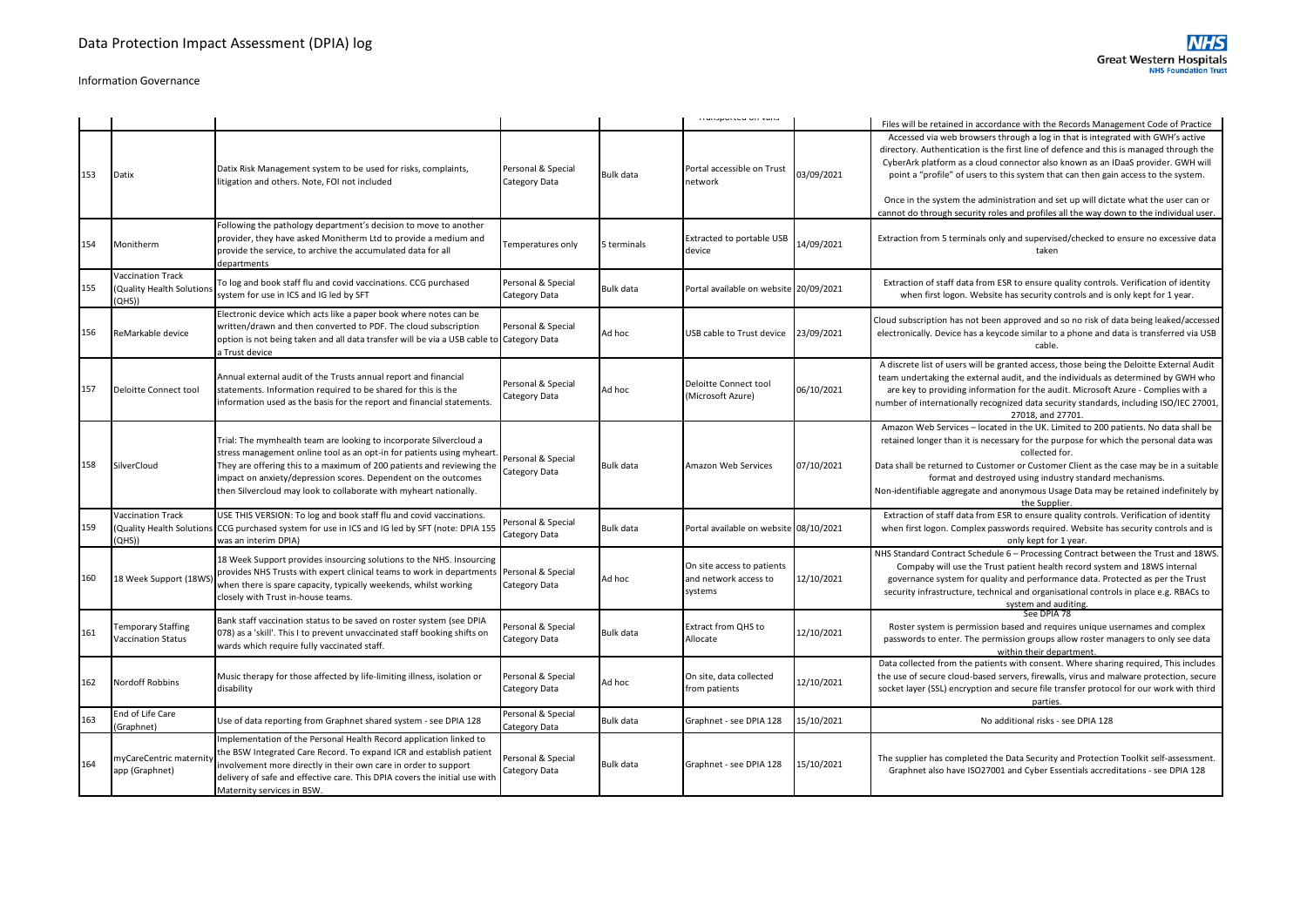# Data Protection Impact Assessment (DPIA) log

Information Governance

| | | | | | | | |
|---|---|---|---|---|---|---|---|
| | | | | | Transported on vans | | Files will be retained in accordance with the Records Management Code of Practice |
| 153 | Datix | Datix Risk Management system to be used for risks, complaints, litigation and others. Note, FOI not included | Personal & Special Category Data | Bulk data | Portal accessible on Trust network | 03/09/2021 | Accessed via web browsers through a log in that is integrated with GWH's active directory. Authentication is the first line of defence and this is managed through the CyberArk platform as a cloud connector also known as an IDaaS provider. GWH will point a "profile" of users to this system that can then gain access to the system. Once in the system the administration and set up will dictate what the user can or cannot do through security roles and profiles all the way down to the individual user. |
| 154 | Monitherm | Following the pathology department's decision to move to another provider, they have asked Monitherm Ltd to provide a medium and provide the service, to archive the accumulated data for all departments | Temperatures only | 5 terminals | Extracted to portable USB device | 14/09/2021 | Extraction from 5 terminals only and supervised/checked to ensure no excessive data taken |
| 155 | Vaccination Track (Quality Health Solutions (QHS)) | To log and book staff flu and covid vaccinations. CCG purchased system for use in ICS and IG led by SFT | Personal & Special Category Data | Bulk data | Portal available on website | 20/09/2021 | Extraction of staff data from ESR to ensure quality controls. Verification of identity when first logon. Website has security controls and is only kept for 1 year. |
| 156 | ReMarkable device | Electronic device which acts like a paper book where notes can be written/drawn and then converted to PDF. The cloud subscription option is not being taken and all data transfer will be via a USB cable to a Trust device | Personal & Special Category Data | Ad hoc | USB cable to Trust device | 23/09/2021 | Cloud subscription has not been approved and so no risk of data being leaked/accessed electronically. Device has a keycode similar to a phone and data is transferred via USB cable. |
| 157 | Deloitte Connect tool | Annual external audit of the Trusts annual report and financial statements. Information required to be shared for this is the information used as the basis for the report and financial statements. | Personal & Special Category Data | Ad hoc | Deloitte Connect tool (Microsoft Azure) | 06/10/2021 | A discrete list of users will be granted access, those being the Deloitte External Audit team undertaking the external audit, and the individuals as determined by GWH who are key to providing information for the audit. Microsoft Azure - Complies with a number of internationally recognized data security standards, including ISO/IEC 27001, 27018, and 27701. |
| 158 | SilverCloud | Trial: The mymhealth team are looking to incorporate Silvercloud a stress management online tool as an opt-in for patients using myheart. They are offering this to a maximum of 200 patients and reviewing the impact on anxiety/depression scores. Dependent on the outcomes then Silvercloud may look to collaborate with myheart nationally. | Personal & Special Category Data | Bulk data | Amazon Web Services | 07/10/2021 | Amazon Web Services – located in the UK. Limited to 200 patients. No data shall be retained longer than it is necessary for the purpose for which the personal data was collected for. Data shall be returned to Customer or Customer Client as the case may be in a suitable format and destroyed using industry standard mechanisms. Non-identifiable aggregate and anonymous Usage Data may be retained indefinitely by the Supplier. |
| 159 | Vaccination Track (Quality Health Solutions (QHS)) | USE THIS VERSION: To log and book staff flu and covid vaccinations. CCG purchased system for use in ICS and IG led by SFT (note: DPIA 155 was an interim DPIA) | Personal & Special Category Data | Bulk data | Portal available on website | 08/10/2021 | Extraction of staff data from ESR to ensure quality controls. Verification of identity when first logon. Complex passwords required. Website has security controls and is only kept for 1 year. |
| 160 | 18 Week Support (18WS) | 18 Week Support provides insourcing solutions to the NHS. Insourcing provides NHS Trusts with expert clinical teams to work in departments when there is spare capacity, typically weekends, whilst working closely with Trust in-house teams. | Personal & Special Category Data | Ad hoc | On site access to patients and network access to systems | 12/10/2021 | NHS Standard Contract Schedule 6 – Processing Contract between the Trust and 18WS. Compaby will use the Trust patient health record system and 18WS internal governance system for quality and performance data. Protected as per the Trust security infrastructure, technical and organisational controls in place e.g. RBACs to system and auditing. |
| 161 | Temporary Staffing Vaccination Status | Bank staff vaccination status to be saved on roster system (see DPIA 078) as a 'skill'. This I to prevent unvaccinated staff booking shifts on wards which require fully vaccinated staff. | Personal & Special Category Data | Bulk data | Extract from QHS to Allocate | 12/10/2021 | See DPIA 78 Roster system is permission based and requires unique usernames and complex passwords to enter. The permission groups allow roster managers to only see data within their department. |
| 162 | Nordoff Robbins | Music therapy for those affected by life-limiting illness, isolation or disability | Personal & Special Category Data | Ad hoc | On site, data collected from patients | 12/10/2021 | Data collected from the patients with consent. Where sharing required, This includes the use of secure cloud-based servers, firewalls, virus and malware protection, secure socket layer (SSL) encryption and secure file transfer protocol for our work with third parties. |
| 163 | End of Life Care (Graphnet) | Use of data reporting from Graphnet shared system - see DPIA 128 | Personal & Special Category Data | Bulk data | Graphnet - see DPIA 128 | 15/10/2021 | No additional risks - see DPIA 128 |
| 164 | myCareCentric maternity app (Graphnet) | Implementation of the Personal Health Record application linked to the BSW Integrated Care Record. To expand ICR and establish patient involvement more directly in their own care in order to support delivery of safe and effective care. This DPIA covers the initial use with Maternity services in BSW. | Personal & Special Category Data | Bulk data | Graphnet - see DPIA 128 | 15/10/2021 | The supplier has completed the Data Security and Protection Toolkit self-assessment. Graphnet also have ISO27001 and Cyber Essentials accreditations - see DPIA 128 |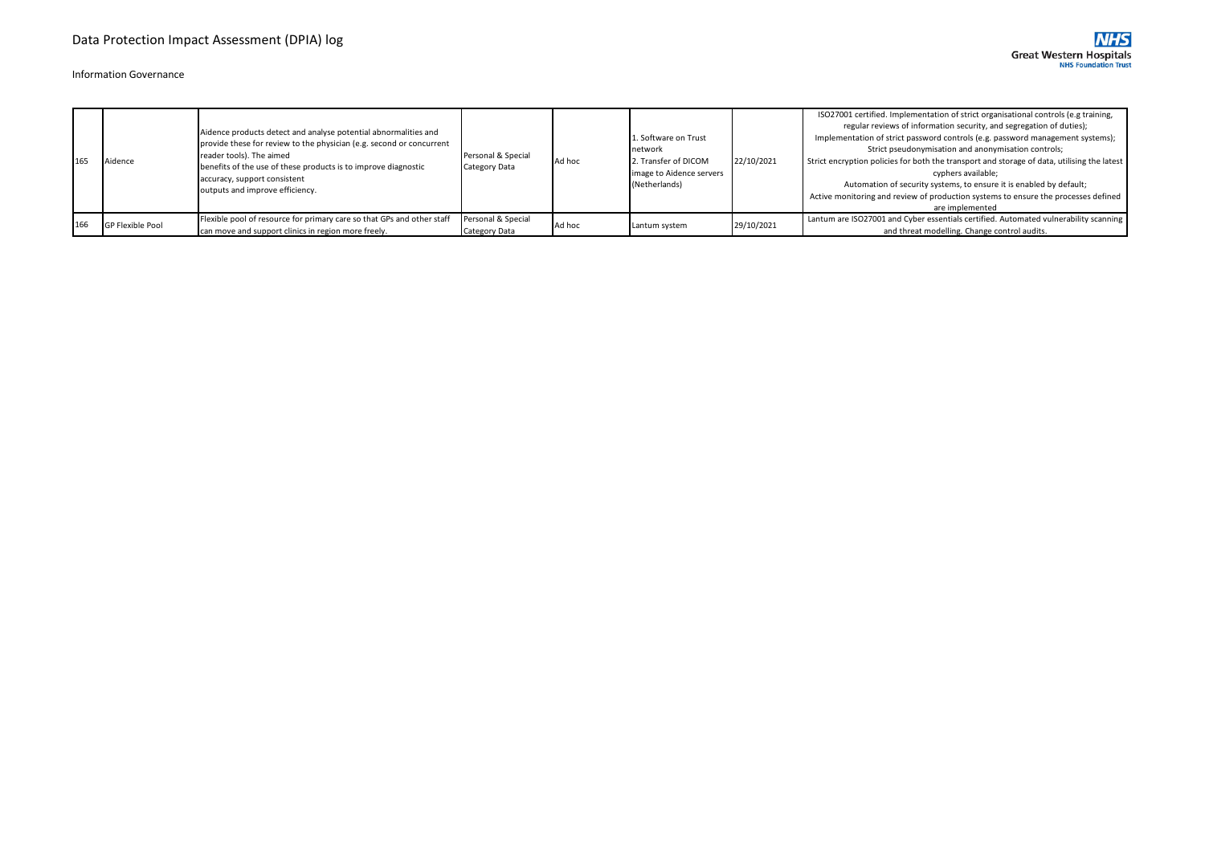# Data Protection Impact Assessment (DPIA) log

Information Governance

| | | | | | | | |
|---|---|---|---|---|---|---|---|
| 165 | Aidence | Aidence products detect and analyse potential abnormalities and provide these for review to the physician (e.g. second or concurrent reader tools). The aimed benefits of the use of these products is to improve diagnostic accuracy, support consistent outputs and improve efficiency. | Personal & Special Category Data | Ad hoc | 1. Software on Trust network<br>2. Transfer of DICOM image to Aidence servers (Netherlands) | 22/10/2021 | ISO27001 certified. Implementation of strict organisational controls (e.g training, regular reviews of information security, and segregation of duties);<br>Implementation of strict password controls (e.g. password management systems);<br>Strict pseudonymisation and anonymisation controls;<br>Strict encryption policies for both the transport and storage of data, utilising the latest cyphers available;<br>Automation of security systems, to ensure it is enabled by default;<br>Active monitoring and review of production systems to ensure the processes defined are implemented |
| 166 | GP Flexible Pool | Flexible pool of resource for primary care so that GPs and other staff can move and support clinics in region more freely. | Personal & Special Category Data | Ad hoc | Lantum system | 29/10/2021 | Lantum are ISO27001 and Cyber essentials certified. Automated vulnerability scanning and threat modelling. Change control audits. |